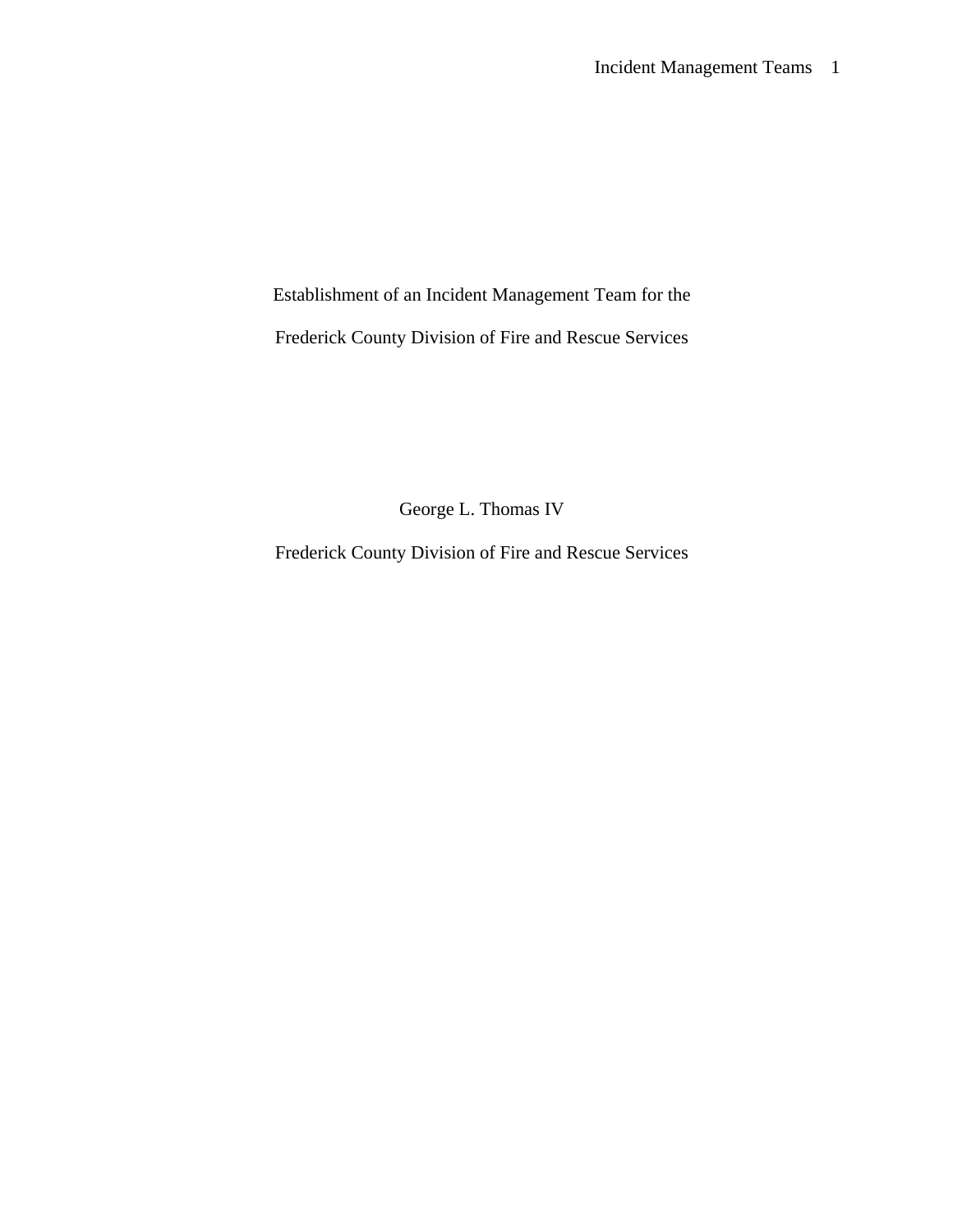# Establishment of an Incident Management Team for the Frederick County Division of Fire and Rescue Services

George L. Thomas IV

Frederick County Division of Fire and Rescue Services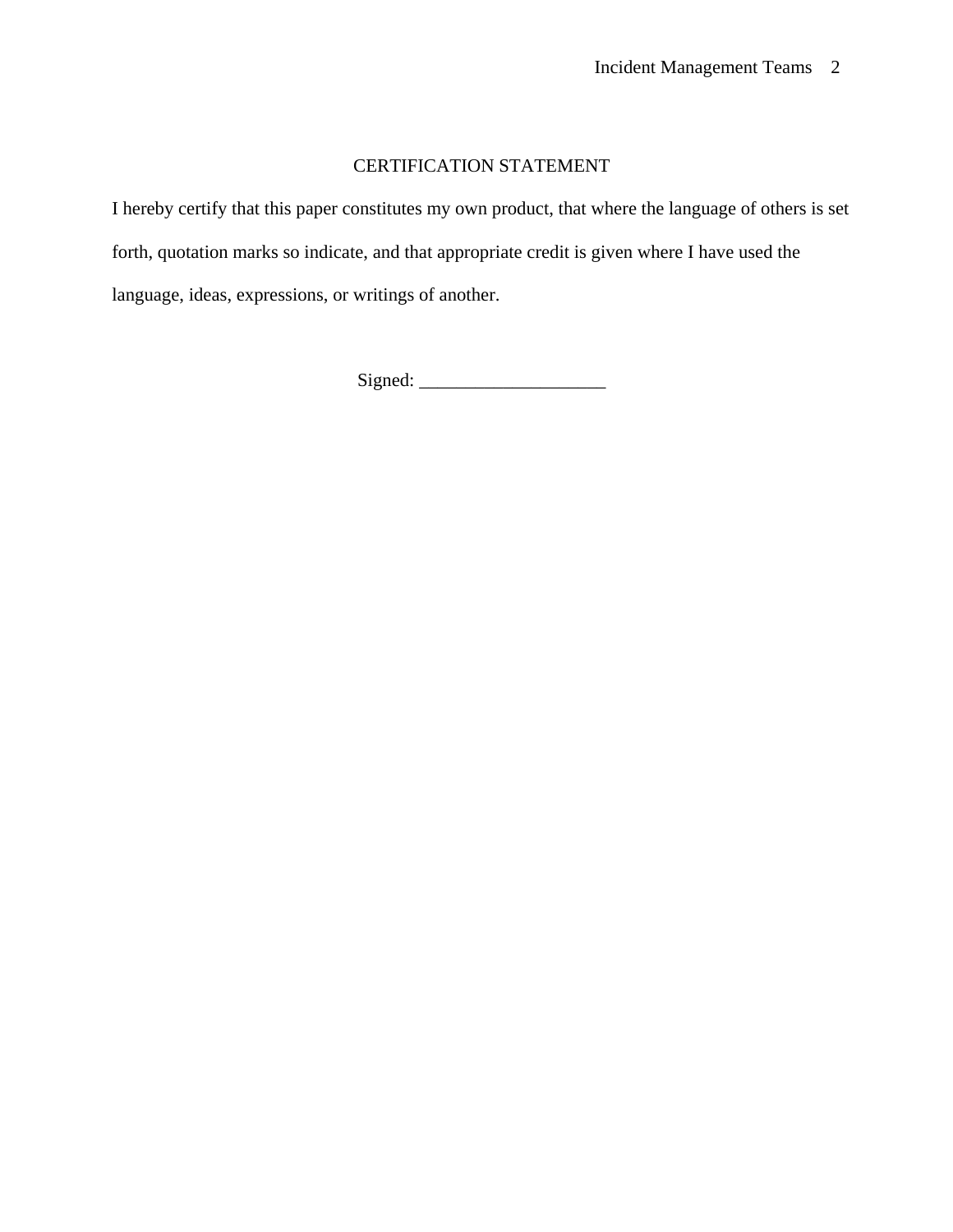# CERTIFICATION STATEMENT

I hereby certify that this paper constitutes my own product, that where the language of others is set forth, quotation marks so indicate, and that appropriate credit is given where I have used the language, ideas, expressions, or writings of another.

Signed: ____________________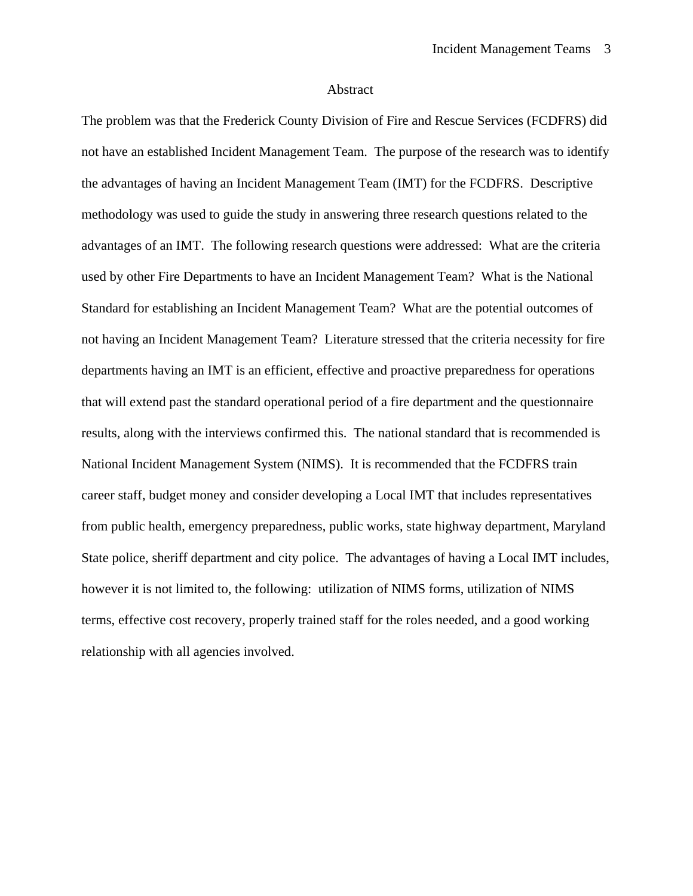# Abstract

The problem was that the Frederick County Division of Fire and Rescue Services (FCDFRS) did not have an established Incident Management Team. The purpose of the research was to identify the advantages of having an Incident Management Team (IMT) for the FCDFRS. Descriptive methodology was used to guide the study in answering three research questions related to the advantages of an IMT. The following research questions were addressed: What are the criteria used by other Fire Departments to have an Incident Management Team? What is the National Standard for establishing an Incident Management Team? What are the potential outcomes of not having an Incident Management Team? Literature stressed that the criteria necessity for fire departments having an IMT is an efficient, effective and proactive preparedness for operations that will extend past the standard operational period of a fire department and the questionnaire results, along with the interviews confirmed this. The national standard that is recommended is National Incident Management System (NIMS). It is recommended that the FCDFRS train career staff, budget money and consider developing a Local IMT that includes representatives from public health, emergency preparedness, public works, state highway department, Maryland State police, sheriff department and city police. The advantages of having a Local IMT includes, however it is not limited to, the following: utilization of NIMS forms, utilization of NIMS terms, effective cost recovery, properly trained staff for the roles needed, and a good working relationship with all agencies involved.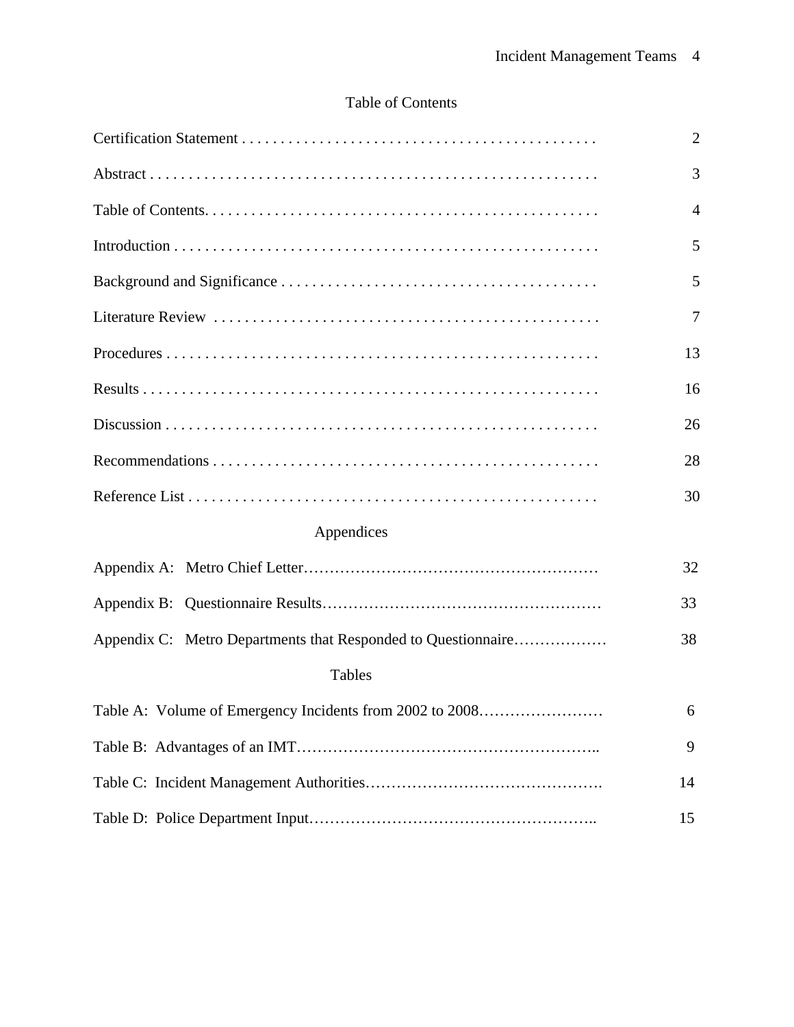## Table of Contents

| | |
|---|---|
| Certification Statement | 2 |
| Abstract | 3 |
| Table of Contents | 4 |
| Introduction | 5 |
| Background and Significance | 5 |
| Literature Review | 7 |
| Procedures | 13 |
| Results | 16 |
| Discussion | 26 |
| Recommendations | 28 |
| Reference List | 30 |

### Appendices

| | |
|---|---|
| Appendix A: Metro Chief Letter | 32 |
| Appendix B: Questionnaire Results | 33 |
| Appendix C: Metro Departments that Responded to Questionnaire | 38 |

### Tables

| | |
|---|---|
| Table A: Volume of Emergency Incidents from 2002 to 2008 | 6 |
| Table B: Advantages of an IMT | 9 |
| Table C: Incident Management Authorities | 14 |
| Table D: Police Department Input | 15 |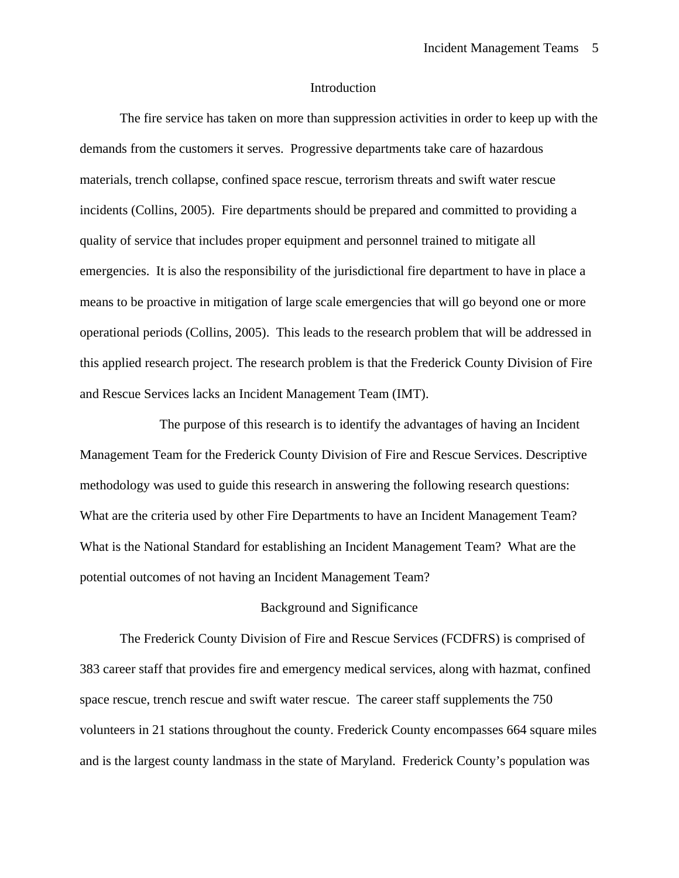## Introduction

The fire service has taken on more than suppression activities in order to keep up with the demands from the customers it serves. Progressive departments take care of hazardous materials, trench collapse, confined space rescue, terrorism threats and swift water rescue incidents (Collins, 2005). Fire departments should be prepared and committed to providing a quality of service that includes proper equipment and personnel trained to mitigate all emergencies. It is also the responsibility of the jurisdictional fire department to have in place a means to be proactive in mitigation of large scale emergencies that will go beyond one or more operational periods (Collins, 2005). This leads to the research problem that will be addressed in this applied research project. The research problem is that the Frederick County Division of Fire and Rescue Services lacks an Incident Management Team (IMT).

The purpose of this research is to identify the advantages of having an Incident Management Team for the Frederick County Division of Fire and Rescue Services. Descriptive methodology was used to guide this research in answering the following research questions: What are the criteria used by other Fire Departments to have an Incident Management Team? What is the National Standard for establishing an Incident Management Team? What are the potential outcomes of not having an Incident Management Team?

## Background and Significance

The Frederick County Division of Fire and Rescue Services (FCDFRS) is comprised of 383 career staff that provides fire and emergency medical services, along with hazmat, confined space rescue, trench rescue and swift water rescue. The career staff supplements the 750 volunteers in 21 stations throughout the county. Frederick County encompasses 664 square miles and is the largest county landmass in the state of Maryland. Frederick County's population was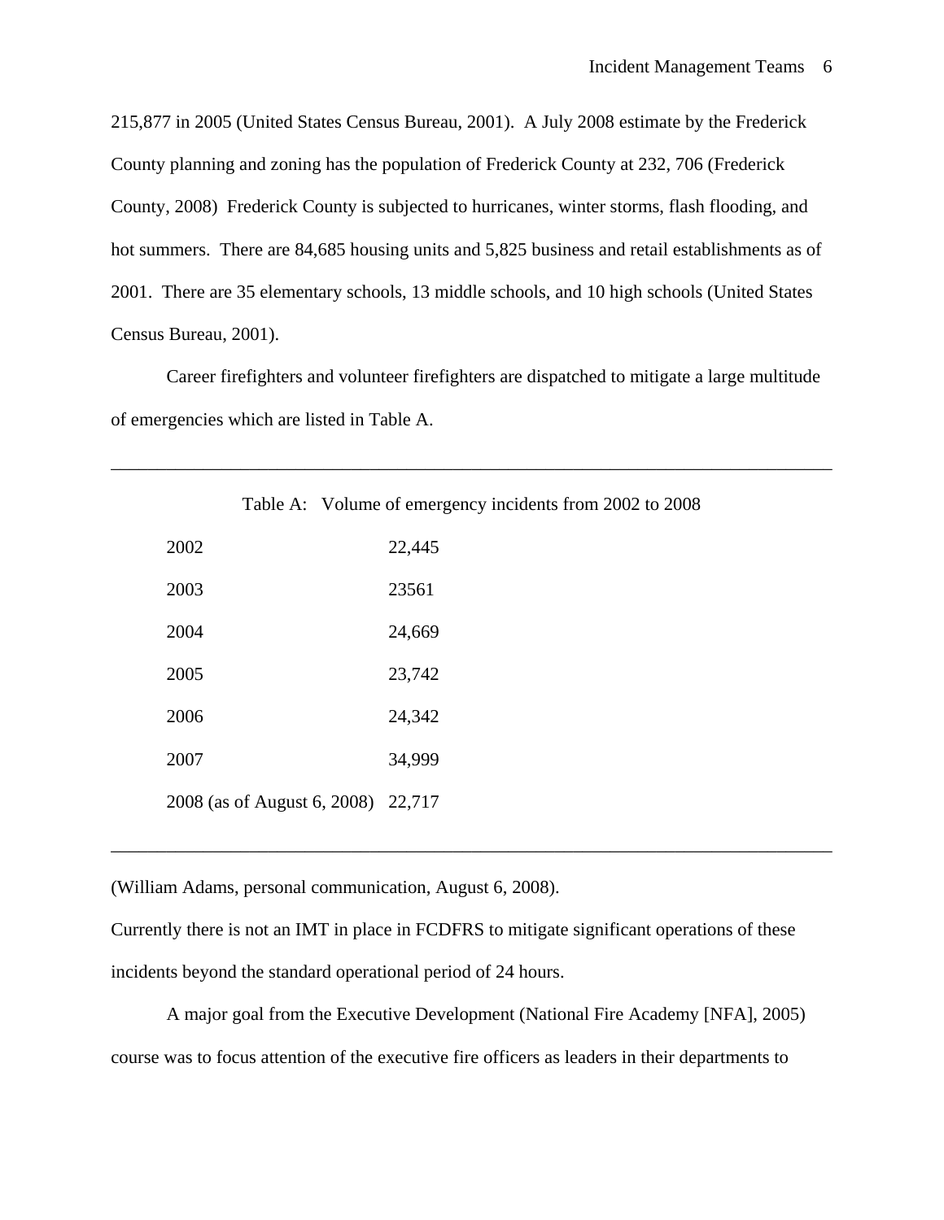215,877 in 2005 (United States Census Bureau, 2001). A July 2008 estimate by the Frederick County planning and zoning has the population of Frederick County at 232, 706 (Frederick County, 2008) Frederick County is subjected to hurricanes, winter storms, flash flooding, and hot summers. There are 84,685 housing units and 5,825 business and retail establishments as of 2001. There are 35 elementary schools, 13 middle schools, and 10 high schools (United States Census Bureau, 2001).

Career firefighters and volunteer firefighters are dispatched to mitigate a large multitude of emergencies which are listed in Table A.

Table A: Volume of emergency incidents from 2002 to 2008

| | |
|---|---|
| 2002 | 22,445 |
| 2003 | 23561 |
| 2004 | 24,669 |
| 2005 | 23,742 |
| 2006 | 24,342 |
| 2007 | 34,999 |
| 2008 (as of August 6, 2008) | 22,717 |

(William Adams, personal communication, August 6, 2008).

Currently there is not an IMT in place in FCDFRS to mitigate significant operations of these incidents beyond the standard operational period of 24 hours.

A major goal from the Executive Development (National Fire Academy [NFA], 2005) course was to focus attention of the executive fire officers as leaders in their departments to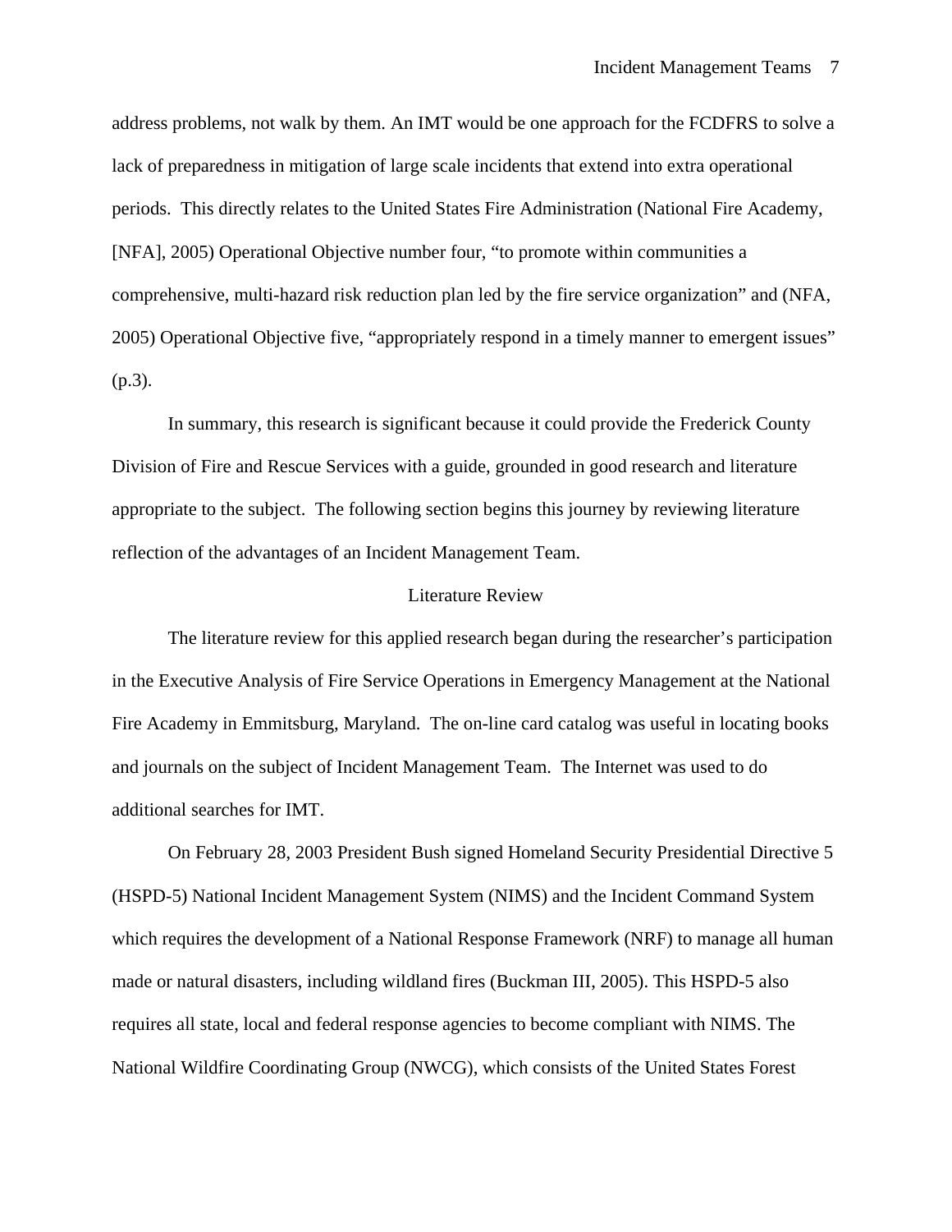address problems, not walk by them. An IMT would be one approach for the FCDFRS to solve a lack of preparedness in mitigation of large scale incidents that extend into extra operational periods. This directly relates to the United States Fire Administration (National Fire Academy, [NFA], 2005) Operational Objective number four, "to promote within communities a comprehensive, multi-hazard risk reduction plan led by the fire service organization" and (NFA, 2005) Operational Objective five, "appropriately respond in a timely manner to emergent issues" (p.3).

In summary, this research is significant because it could provide the Frederick County Division of Fire and Rescue Services with a guide, grounded in good research and literature appropriate to the subject. The following section begins this journey by reviewing literature reflection of the advantages of an Incident Management Team.

## Literature Review

The literature review for this applied research began during the researcher's participation in the Executive Analysis of Fire Service Operations in Emergency Management at the National Fire Academy in Emmitsburg, Maryland. The on-line card catalog was useful in locating books and journals on the subject of Incident Management Team. The Internet was used to do additional searches for IMT.

On February 28, 2003 President Bush signed Homeland Security Presidential Directive 5 (HSPD-5) National Incident Management System (NIMS) and the Incident Command System which requires the development of a National Response Framework (NRF) to manage all human made or natural disasters, including wildland fires (Buckman III, 2005). This HSPD-5 also requires all state, local and federal response agencies to become compliant with NIMS. The National Wildfire Coordinating Group (NWCG), which consists of the United States Forest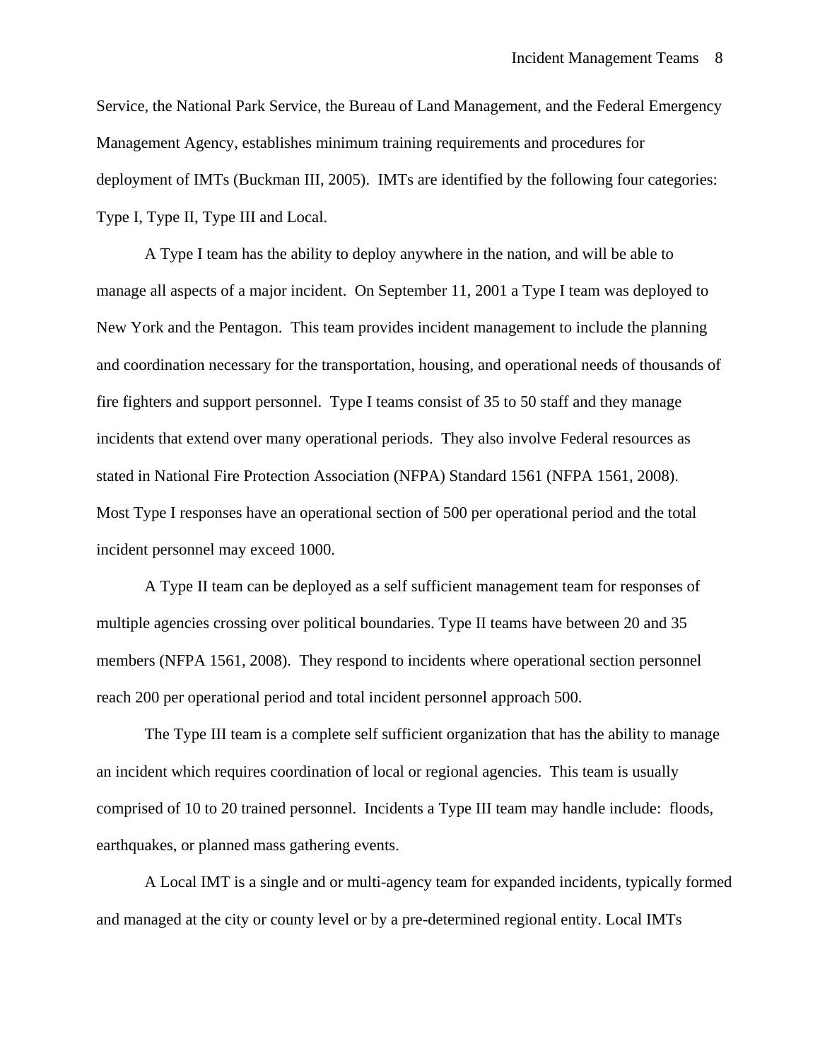Service, the National Park Service, the Bureau of Land Management, and the Federal Emergency Management Agency, establishes minimum training requirements and procedures for deployment of IMTs (Buckman III, 2005). IMTs are identified by the following four categories: Type I, Type II, Type III and Local.

A Type I team has the ability to deploy anywhere in the nation, and will be able to manage all aspects of a major incident. On September 11, 2001 a Type I team was deployed to New York and the Pentagon. This team provides incident management to include the planning and coordination necessary for the transportation, housing, and operational needs of thousands of fire fighters and support personnel. Type I teams consist of 35 to 50 staff and they manage incidents that extend over many operational periods. They also involve Federal resources as stated in National Fire Protection Association (NFPA) Standard 1561 (NFPA 1561, 2008). Most Type I responses have an operational section of 500 per operational period and the total incident personnel may exceed 1000.

A Type II team can be deployed as a self sufficient management team for responses of multiple agencies crossing over political boundaries. Type II teams have between 20 and 35 members (NFPA 1561, 2008). They respond to incidents where operational section personnel reach 200 per operational period and total incident personnel approach 500.

The Type III team is a complete self sufficient organization that has the ability to manage an incident which requires coordination of local or regional agencies. This team is usually comprised of 10 to 20 trained personnel. Incidents a Type III team may handle include: floods, earthquakes, or planned mass gathering events.

A Local IMT is a single and or multi-agency team for expanded incidents, typically formed and managed at the city or county level or by a pre-determined regional entity. Local IMTs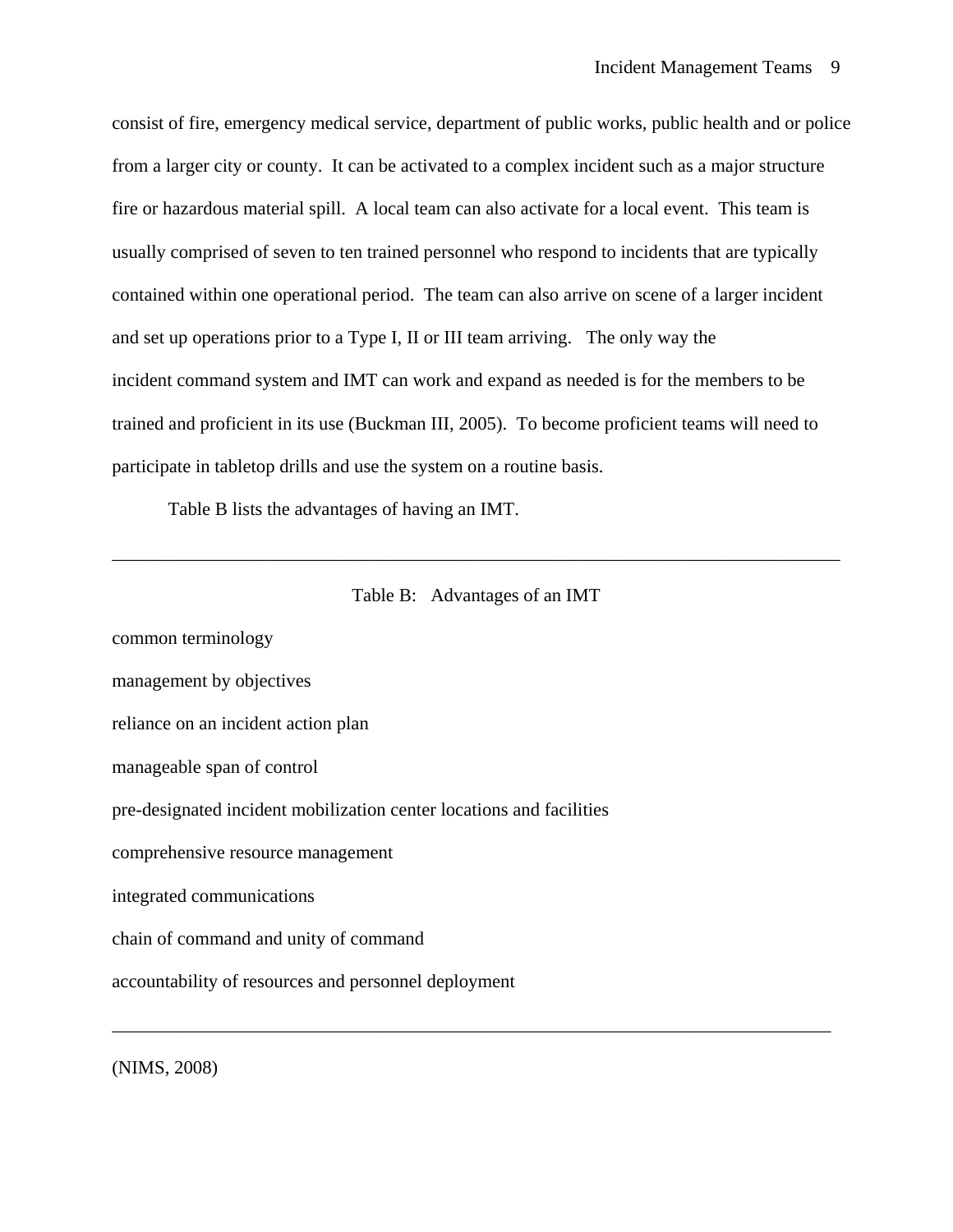consist of fire, emergency medical service, department of public works, public health and or police from a larger city or county. It can be activated to a complex incident such as a major structure fire or hazardous material spill. A local team can also activate for a local event. This team is usually comprised of seven to ten trained personnel who respond to incidents that are typically contained within one operational period. The team can also arrive on scene of a larger incident and set up operations prior to a Type I, II or III team arriving. The only way the incident command system and IMT can work and expand as needed is for the members to be trained and proficient in its use (Buckman III, 2005). To become proficient teams will need to participate in tabletop drills and use the system on a routine basis.

Table B lists the advantages of having an IMT.

| Table B: Advantages of an IMT |
| --- |
| common terminology |
| management by objectives |
| reliance on an incident action plan |
| manageable span of control |
| pre-designated incident mobilization center locations and facilities |
| comprehensive resource management |
| integrated communications |
| chain of command and unity of command |
| accountability of resources and personnel deployment |

(NIMS, 2008)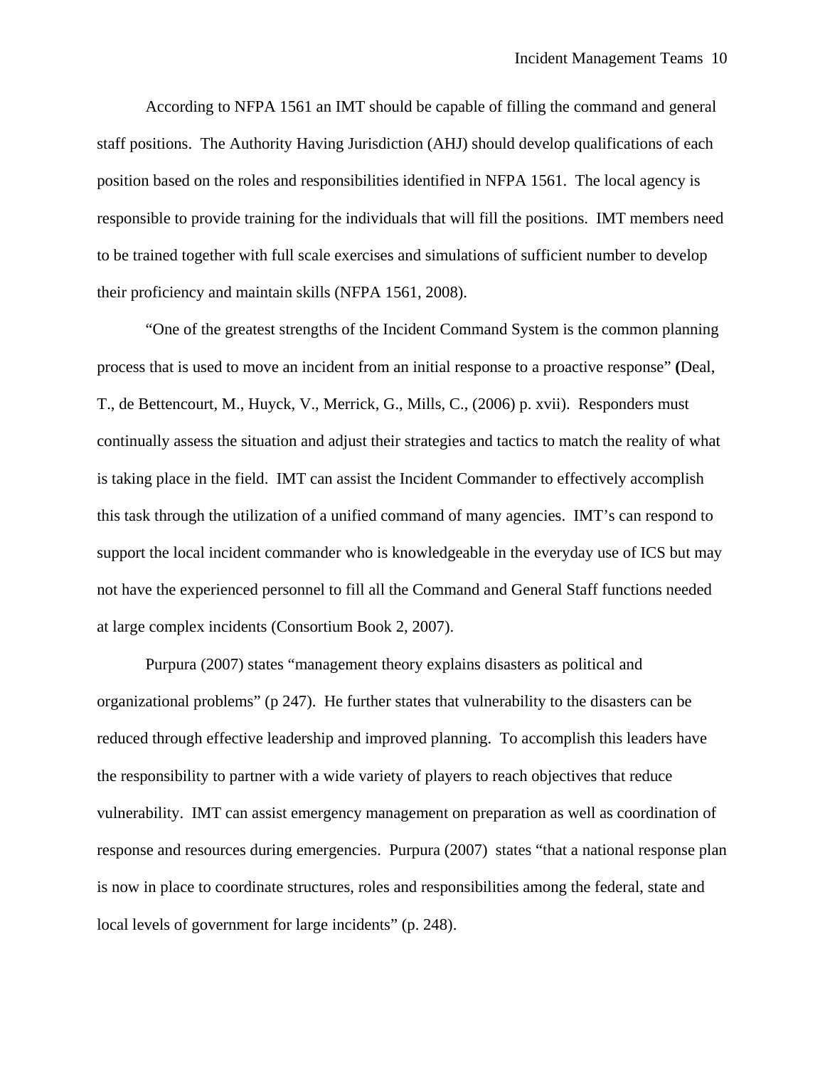According to NFPA 1561 an IMT should be capable of filling the command and general staff positions. The Authority Having Jurisdiction (AHJ) should develop qualifications of each position based on the roles and responsibilities identified in NFPA 1561. The local agency is responsible to provide training for the individuals that will fill the positions. IMT members need to be trained together with full scale exercises and simulations of sufficient number to develop their proficiency and maintain skills (NFPA 1561, 2008).

"One of the greatest strengths of the Incident Command System is the common planning process that is used to move an incident from an initial response to a proactive response" **(**Deal, T., de Bettencourt, M., Huyck, V., Merrick, G., Mills, C., (2006) p. xvii). Responders must continually assess the situation and adjust their strategies and tactics to match the reality of what is taking place in the field. IMT can assist the Incident Commander to effectively accomplish this task through the utilization of a unified command of many agencies. IMT's can respond to support the local incident commander who is knowledgeable in the everyday use of ICS but may not have the experienced personnel to fill all the Command and General Staff functions needed at large complex incidents (Consortium Book 2, 2007).

Purpura (2007) states "management theory explains disasters as political and organizational problems" (p 247). He further states that vulnerability to the disasters can be reduced through effective leadership and improved planning. To accomplish this leaders have the responsibility to partner with a wide variety of players to reach objectives that reduce vulnerability. IMT can assist emergency management on preparation as well as coordination of response and resources during emergencies. Purpura (2007) states "that a national response plan is now in place to coordinate structures, roles and responsibilities among the federal, state and local levels of government for large incidents" (p. 248).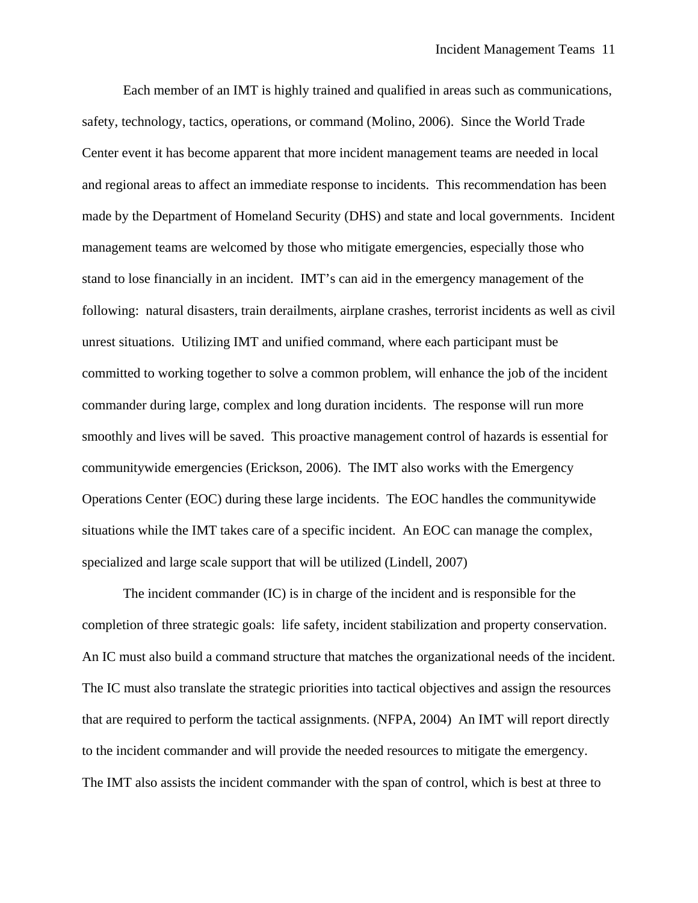Each member of an IMT is highly trained and qualified in areas such as communications, safety, technology, tactics, operations, or command (Molino, 2006). Since the World Trade Center event it has become apparent that more incident management teams are needed in local and regional areas to affect an immediate response to incidents. This recommendation has been made by the Department of Homeland Security (DHS) and state and local governments. Incident management teams are welcomed by those who mitigate emergencies, especially those who stand to lose financially in an incident. IMT's can aid in the emergency management of the following: natural disasters, train derailments, airplane crashes, terrorist incidents as well as civil unrest situations. Utilizing IMT and unified command, where each participant must be committed to working together to solve a common problem, will enhance the job of the incident commander during large, complex and long duration incidents. The response will run more smoothly and lives will be saved. This proactive management control of hazards is essential for communitywide emergencies (Erickson, 2006). The IMT also works with the Emergency Operations Center (EOC) during these large incidents. The EOC handles the communitywide situations while the IMT takes care of a specific incident. An EOC can manage the complex, specialized and large scale support that will be utilized (Lindell, 2007)

The incident commander (IC) is in charge of the incident and is responsible for the completion of three strategic goals: life safety, incident stabilization and property conservation. An IC must also build a command structure that matches the organizational needs of the incident. The IC must also translate the strategic priorities into tactical objectives and assign the resources that are required to perform the tactical assignments. (NFPA, 2004) An IMT will report directly to the incident commander and will provide the needed resources to mitigate the emergency. The IMT also assists the incident commander with the span of control, which is best at three to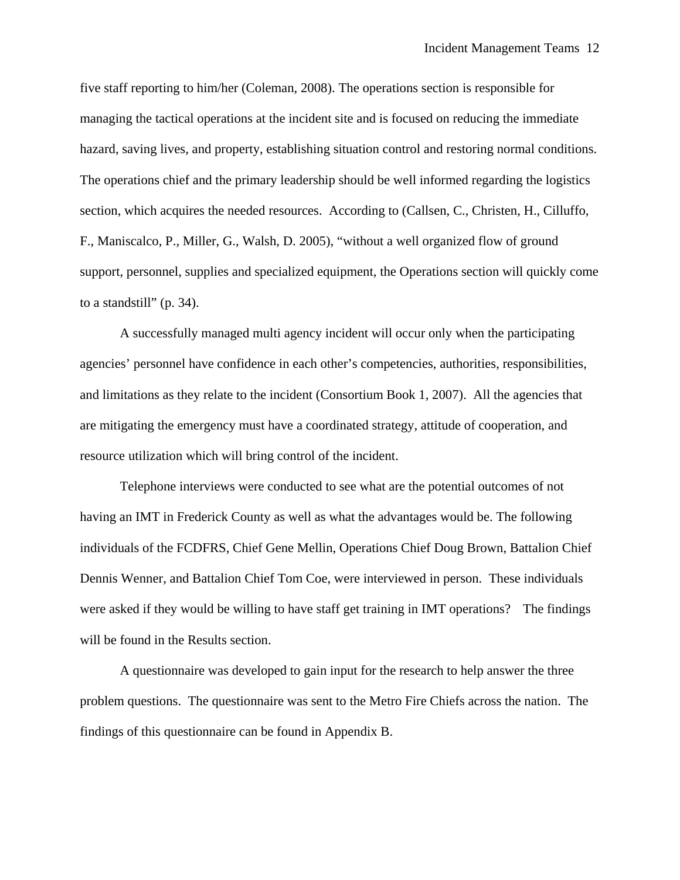five staff reporting to him/her (Coleman, 2008). The operations section is responsible for managing the tactical operations at the incident site and is focused on reducing the immediate hazard, saving lives, and property, establishing situation control and restoring normal conditions. The operations chief and the primary leadership should be well informed regarding the logistics section, which acquires the needed resources. According to (Callsen, C., Christen, H., Cilluffo, F., Maniscalco, P., Miller, G., Walsh, D. 2005), "without a well organized flow of ground support, personnel, supplies and specialized equipment, the Operations section will quickly come to a standstill" (p. 34).

A successfully managed multi agency incident will occur only when the participating agencies' personnel have confidence in each other's competencies, authorities, responsibilities, and limitations as they relate to the incident (Consortium Book 1, 2007). All the agencies that are mitigating the emergency must have a coordinated strategy, attitude of cooperation, and resource utilization which will bring control of the incident.

Telephone interviews were conducted to see what are the potential outcomes of not having an IMT in Frederick County as well as what the advantages would be. The following individuals of the FCDFRS, Chief Gene Mellin, Operations Chief Doug Brown, Battalion Chief Dennis Wenner, and Battalion Chief Tom Coe, were interviewed in person. These individuals were asked if they would be willing to have staff get training in IMT operations? The findings will be found in the Results section.

A questionnaire was developed to gain input for the research to help answer the three problem questions. The questionnaire was sent to the Metro Fire Chiefs across the nation. The findings of this questionnaire can be found in Appendix B.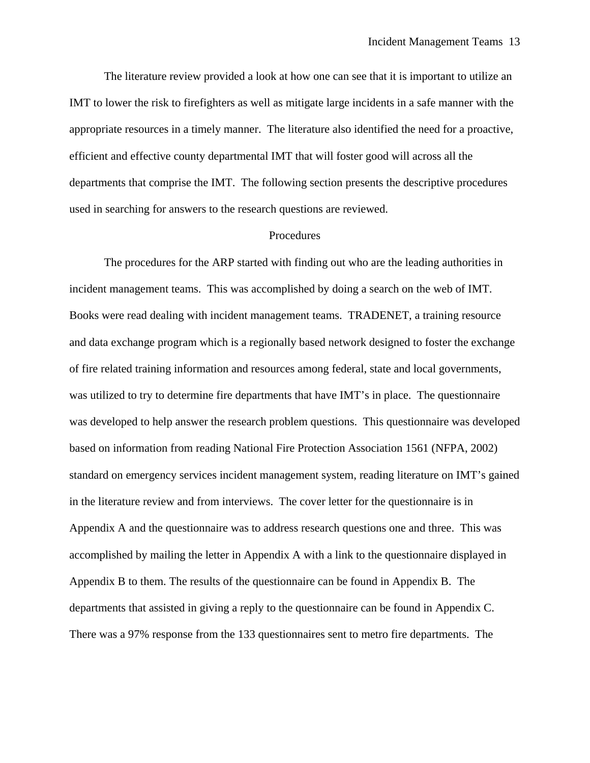The literature review provided a look at how one can see that it is important to utilize an IMT to lower the risk to firefighters as well as mitigate large incidents in a safe manner with the appropriate resources in a timely manner. The literature also identified the need for a proactive, efficient and effective county departmental IMT that will foster good will across all the departments that comprise the IMT. The following section presents the descriptive procedures used in searching for answers to the research questions are reviewed.

## Procedures

The procedures for the ARP started with finding out who are the leading authorities in incident management teams. This was accomplished by doing a search on the web of IMT. Books were read dealing with incident management teams. TRADENET, a training resource and data exchange program which is a regionally based network designed to foster the exchange of fire related training information and resources among federal, state and local governments, was utilized to try to determine fire departments that have IMT's in place. The questionnaire was developed to help answer the research problem questions. This questionnaire was developed based on information from reading National Fire Protection Association 1561 (NFPA, 2002) standard on emergency services incident management system, reading literature on IMT's gained in the literature review and from interviews. The cover letter for the questionnaire is in Appendix A and the questionnaire was to address research questions one and three. This was accomplished by mailing the letter in Appendix A with a link to the questionnaire displayed in Appendix B to them. The results of the questionnaire can be found in Appendix B. The departments that assisted in giving a reply to the questionnaire can be found in Appendix C. There was a 97% response from the 133 questionnaires sent to metro fire departments. The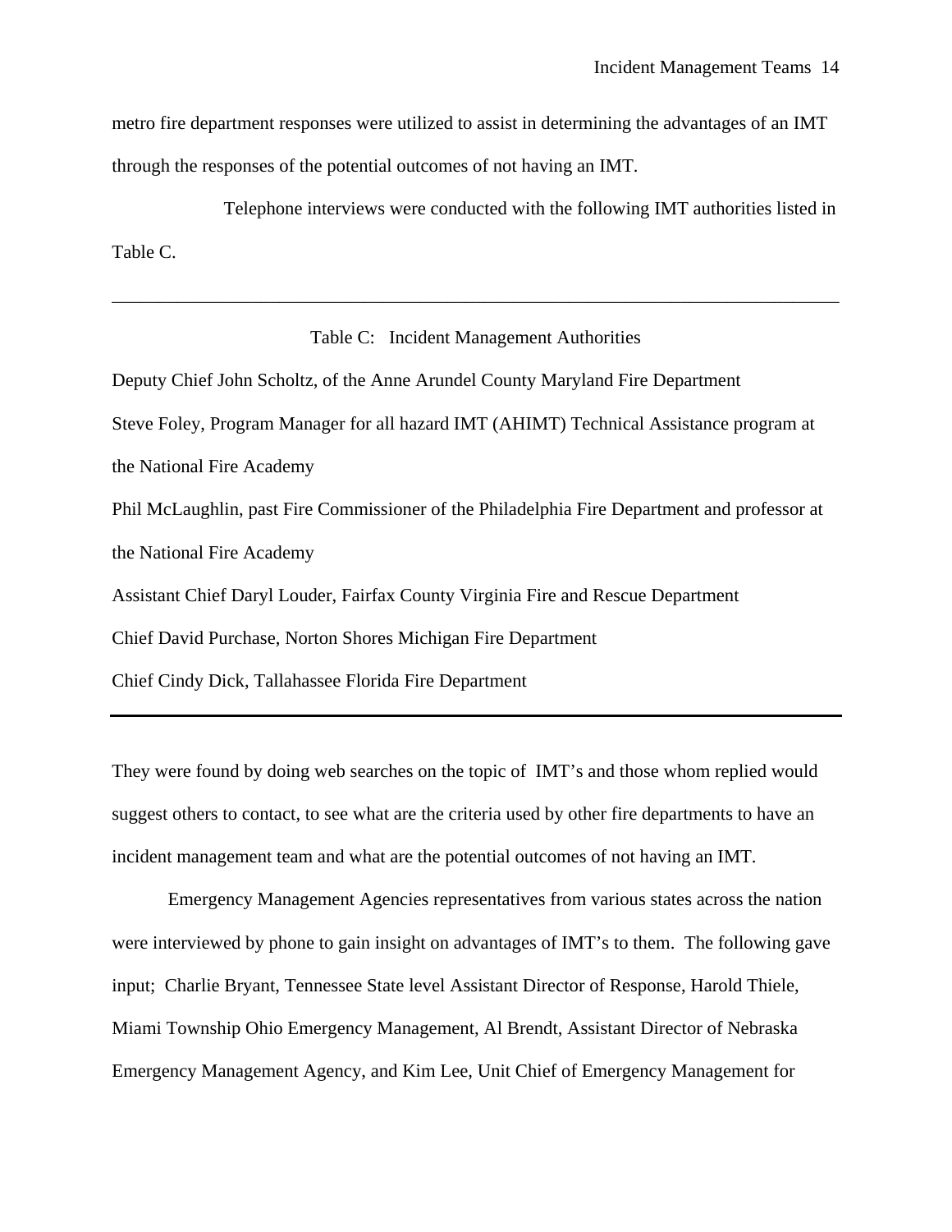metro fire department responses were utilized to assist in determining the advantages of an IMT through the responses of the potential outcomes of not having an IMT.

Telephone interviews were conducted with the following IMT authorities listed in Table C.

Table C: Incident Management Authorities

Deputy Chief John Scholtz, of the Anne Arundel County Maryland Fire Department

Steve Foley, Program Manager for all hazard IMT (AHIMT) Technical Assistance program at the National Fire Academy

Phil McLaughlin, past Fire Commissioner of the Philadelphia Fire Department and professor at the National Fire Academy

Assistant Chief Daryl Louder, Fairfax County Virginia Fire and Rescue Department

Chief David Purchase, Norton Shores Michigan Fire Department

Chief Cindy Dick, Tallahassee Florida Fire Department

They were found by doing web searches on the topic of IMT's and those whom replied would suggest others to contact, to see what are the criteria used by other fire departments to have an incident management team and what are the potential outcomes of not having an IMT.

Emergency Management Agencies representatives from various states across the nation were interviewed by phone to gain insight on advantages of IMT's to them. The following gave input; Charlie Bryant, Tennessee State level Assistant Director of Response, Harold Thiele, Miami Township Ohio Emergency Management, Al Brendt, Assistant Director of Nebraska Emergency Management Agency, and Kim Lee, Unit Chief of Emergency Management for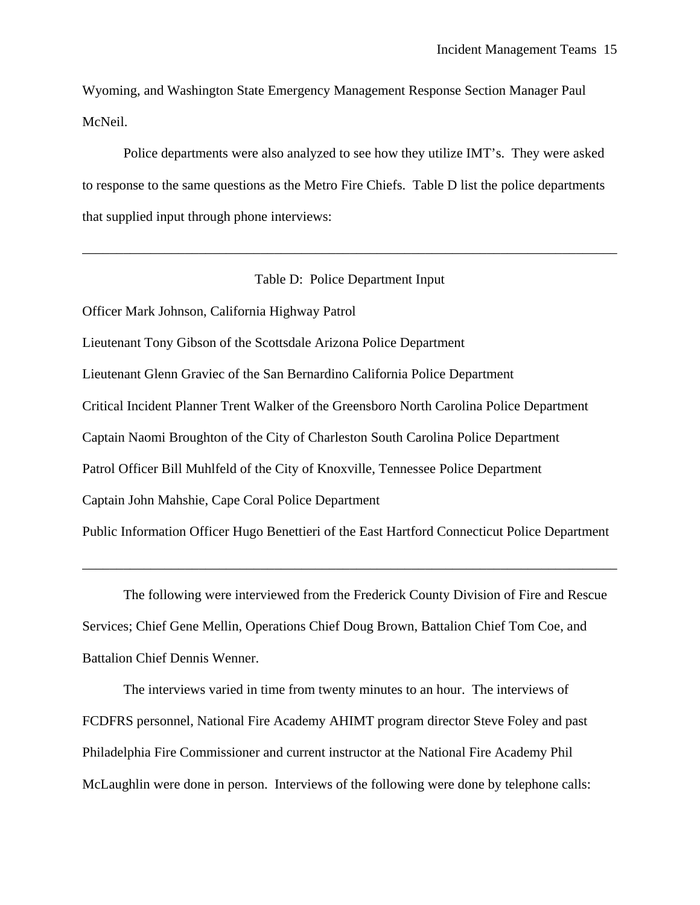Wyoming, and Washington State Emergency Management Response Section Manager Paul McNeil.

Police departments were also analyzed to see how they utilize IMT's. They were asked to response to the same questions as the Metro Fire Chiefs. Table D list the police departments that supplied input through phone interviews:

---

Table D: Police Department Input

Officer Mark Johnson, California Highway Patrol

Lieutenant Tony Gibson of the Scottsdale Arizona Police Department

Lieutenant Glenn Graviec of the San Bernardino California Police Department

Critical Incident Planner Trent Walker of the Greensboro North Carolina Police Department

Captain Naomi Broughton of the City of Charleston South Carolina Police Department

Patrol Officer Bill Muhlfeld of the City of Knoxville, Tennessee Police Department

Captain John Mahshie, Cape Coral Police Department

Public Information Officer Hugo Benettieri of the East Hartford Connecticut Police Department

---

The following were interviewed from the Frederick County Division of Fire and Rescue Services; Chief Gene Mellin, Operations Chief Doug Brown, Battalion Chief Tom Coe, and Battalion Chief Dennis Wenner.

The interviews varied in time from twenty minutes to an hour. The interviews of FCDFRS personnel, National Fire Academy AHIMT program director Steve Foley and past Philadelphia Fire Commissioner and current instructor at the National Fire Academy Phil McLaughlin were done in person. Interviews of the following were done by telephone calls: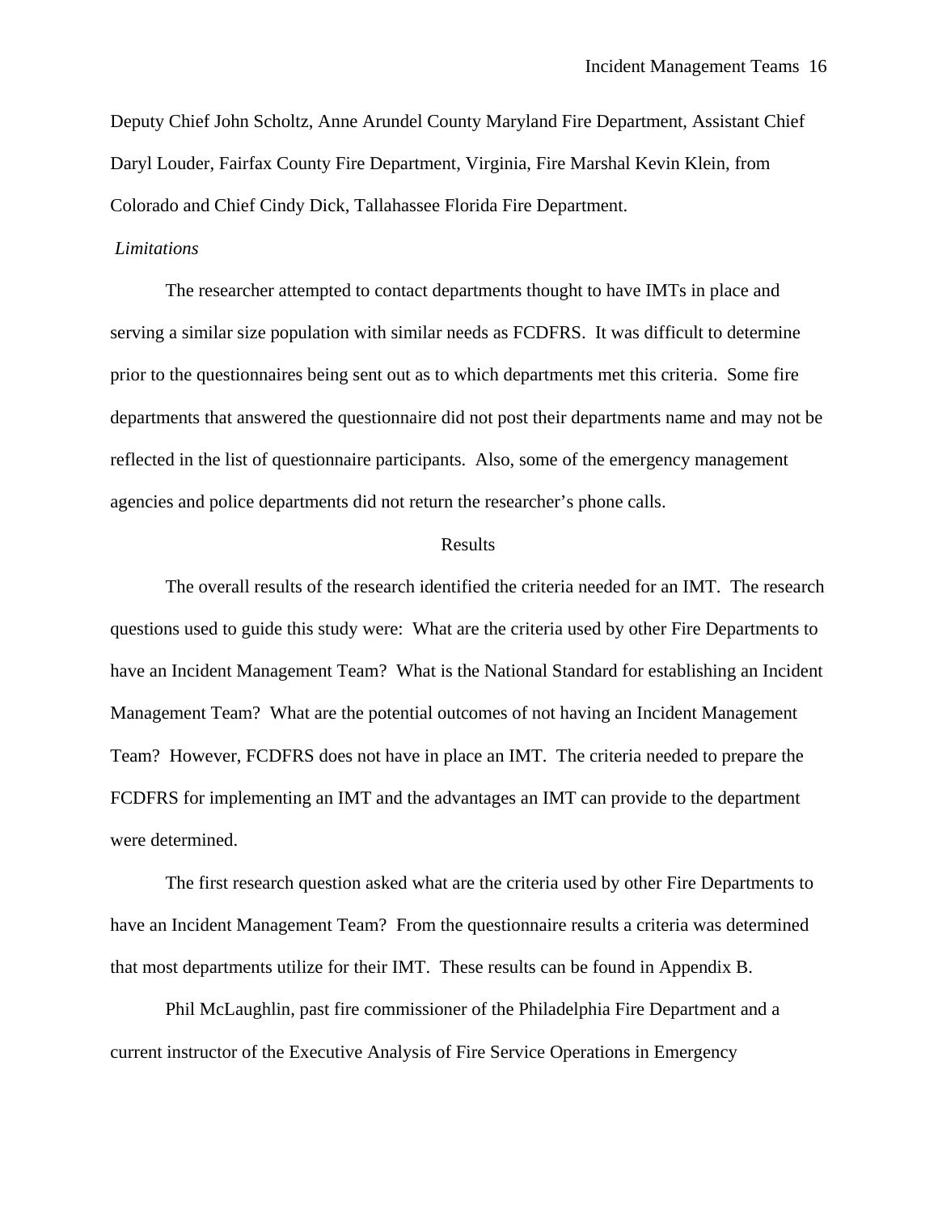Deputy Chief John Scholtz, Anne Arundel County Maryland Fire Department, Assistant Chief Daryl Louder, Fairfax County Fire Department, Virginia, Fire Marshal Kevin Klein, from Colorado and Chief Cindy Dick, Tallahassee Florida Fire Department.

### *Limitations*

The researcher attempted to contact departments thought to have IMTs in place and serving a similar size population with similar needs as FCDFRS. It was difficult to determine prior to the questionnaires being sent out as to which departments met this criteria. Some fire departments that answered the questionnaire did not post their departments name and may not be reflected in the list of questionnaire participants. Also, some of the emergency management agencies and police departments did not return the researcher's phone calls.

## Results

The overall results of the research identified the criteria needed for an IMT. The research questions used to guide this study were: What are the criteria used by other Fire Departments to have an Incident Management Team? What is the National Standard for establishing an Incident Management Team? What are the potential outcomes of not having an Incident Management Team? However, FCDFRS does not have in place an IMT. The criteria needed to prepare the FCDFRS for implementing an IMT and the advantages an IMT can provide to the department were determined.

The first research question asked what are the criteria used by other Fire Departments to have an Incident Management Team? From the questionnaire results a criteria was determined that most departments utilize for their IMT. These results can be found in Appendix B.

Phil McLaughlin, past fire commissioner of the Philadelphia Fire Department and a current instructor of the Executive Analysis of Fire Service Operations in Emergency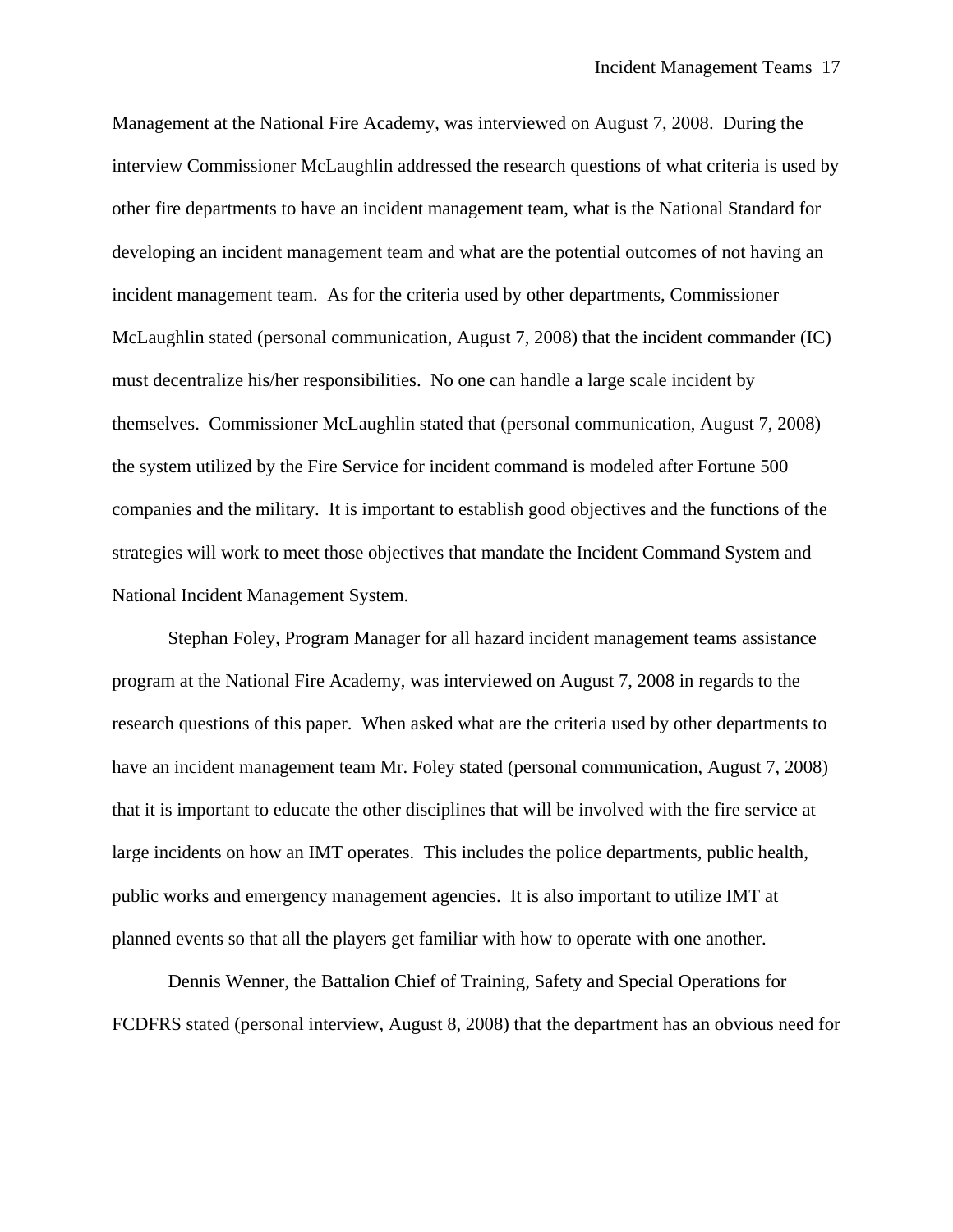Management at the National Fire Academy, was interviewed on August 7, 2008. During the interview Commissioner McLaughlin addressed the research questions of what criteria is used by other fire departments to have an incident management team, what is the National Standard for developing an incident management team and what are the potential outcomes of not having an incident management team. As for the criteria used by other departments, Commissioner McLaughlin stated (personal communication, August 7, 2008) that the incident commander (IC) must decentralize his/her responsibilities. No one can handle a large scale incident by themselves. Commissioner McLaughlin stated that (personal communication, August 7, 2008) the system utilized by the Fire Service for incident command is modeled after Fortune 500 companies and the military. It is important to establish good objectives and the functions of the strategies will work to meet those objectives that mandate the Incident Command System and National Incident Management System.

Stephan Foley, Program Manager for all hazard incident management teams assistance program at the National Fire Academy, was interviewed on August 7, 2008 in regards to the research questions of this paper. When asked what are the criteria used by other departments to have an incident management team Mr. Foley stated (personal communication, August 7, 2008) that it is important to educate the other disciplines that will be involved with the fire service at large incidents on how an IMT operates. This includes the police departments, public health, public works and emergency management agencies. It is also important to utilize IMT at planned events so that all the players get familiar with how to operate with one another.

Dennis Wenner, the Battalion Chief of Training, Safety and Special Operations for FCDFRS stated (personal interview, August 8, 2008) that the department has an obvious need for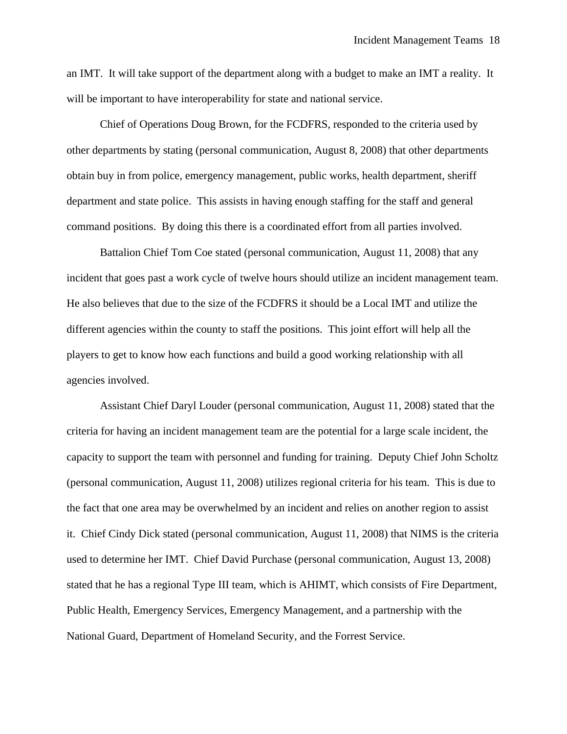an IMT.  It will take support of the department along with a budget to make an IMT a reality.  It will be important to have interoperability for state and national service.

Chief of Operations Doug Brown, for the FCDFRS, responded to the criteria used by other departments by stating (personal communication, August 8, 2008) that other departments obtain buy in from police, emergency management, public works, health department, sheriff department and state police.  This assists in having enough staffing for the staff and general command positions.  By doing this there is a coordinated effort from all parties involved.

Battalion Chief Tom Coe stated (personal communication, August 11, 2008) that any incident that goes past a work cycle of twelve hours should utilize an incident management team.  He also believes that due to the size of the FCDFRS it should be a Local IMT and utilize the different agencies within the county to staff the positions.  This joint effort will help all the players to get to know how each functions and build a good working relationship with all agencies involved.

Assistant Chief Daryl Louder (personal communication, August 11, 2008) stated that the criteria for having an incident management team are the potential for a large scale incident, the capacity to support the team with personnel and funding for training.  Deputy Chief John Scholtz (personal communication, August 11, 2008) utilizes regional criteria for his team.  This is due to the fact that one area may be overwhelmed by an incident and relies on another region to assist it.  Chief Cindy Dick stated (personal communication, August 11, 2008) that NIMS is the criteria used to determine her IMT.  Chief David Purchase (personal communication, August 13, 2008) stated that he has a regional Type III team, which is AHIMT, which consists of Fire Department, Public Health, Emergency Services, Emergency Management, and a partnership with the National Guard, Department of Homeland Security, and the Forrest Service.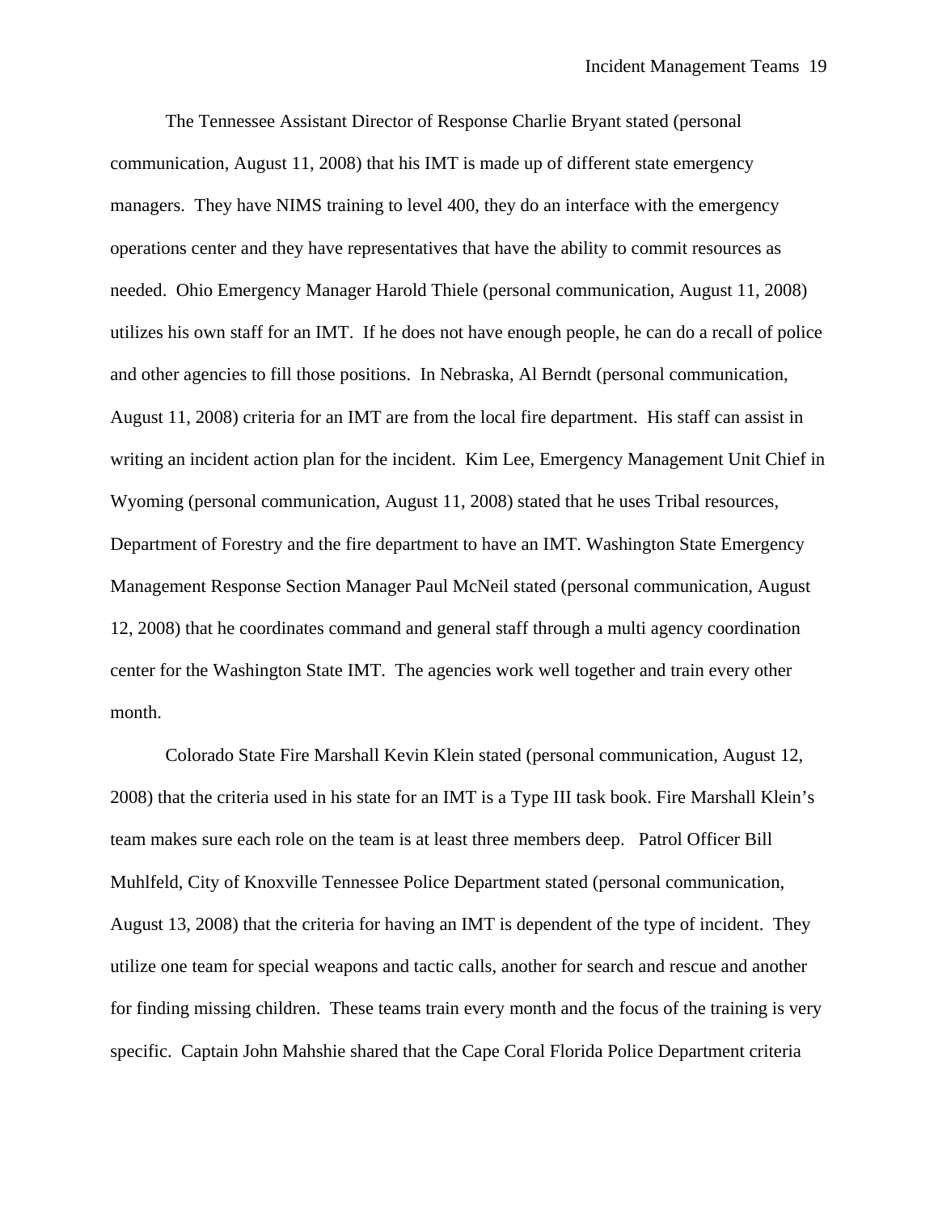The Tennessee Assistant Director of Response Charlie Bryant stated (personal communication, August 11, 2008) that his IMT is made up of different state emergency managers. They have NIMS training to level 400, they do an interface with the emergency operations center and they have representatives that have the ability to commit resources as needed. Ohio Emergency Manager Harold Thiele (personal communication, August 11, 2008) utilizes his own staff for an IMT. If he does not have enough people, he can do a recall of police and other agencies to fill those positions. In Nebraska, Al Berndt (personal communication, August 11, 2008) criteria for an IMT are from the local fire department. His staff can assist in writing an incident action plan for the incident. Kim Lee, Emergency Management Unit Chief in Wyoming (personal communication, August 11, 2008) stated that he uses Tribal resources, Department of Forestry and the fire department to have an IMT. Washington State Emergency Management Response Section Manager Paul McNeil stated (personal communication, August 12, 2008) that he coordinates command and general staff through a multi agency coordination center for the Washington State IMT. The agencies work well together and train every other month.

Colorado State Fire Marshall Kevin Klein stated (personal communication, August 12, 2008) that the criteria used in his state for an IMT is a Type III task book. Fire Marshall Klein's team makes sure each role on the team is at least three members deep. Patrol Officer Bill Muhlfeld, City of Knoxville Tennessee Police Department stated (personal communication, August 13, 2008) that the criteria for having an IMT is dependent of the type of incident. They utilize one team for special weapons and tactic calls, another for search and rescue and another for finding missing children. These teams train every month and the focus of the training is very specific. Captain John Mahshie shared that the Cape Coral Florida Police Department criteria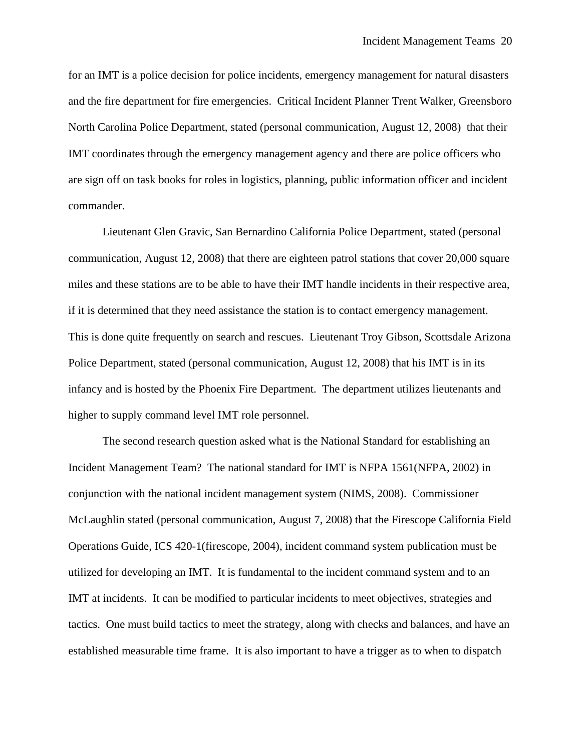for an IMT is a police decision for police incidents, emergency management for natural disasters and the fire department for fire emergencies.  Critical Incident Planner Trent Walker, Greensboro North Carolina Police Department, stated (personal communication, August 12, 2008)  that their IMT coordinates through the emergency management agency and there are police officers who are sign off on task books for roles in logistics, planning, public information officer and incident commander.

Lieutenant Glen Gravic, San Bernardino California Police Department, stated (personal communication, August 12, 2008) that there are eighteen patrol stations that cover 20,000 square miles and these stations are to be able to have their IMT handle incidents in their respective area, if it is determined that they need assistance the station is to contact emergency management.  This is done quite frequently on search and rescues.  Lieutenant Troy Gibson, Scottsdale Arizona Police Department, stated (personal communication, August 12, 2008) that his IMT is in its infancy and is hosted by the Phoenix Fire Department.  The department utilizes lieutenants and higher to supply command level IMT role personnel.

The second research question asked what is the National Standard for establishing an Incident Management Team?  The national standard for IMT is NFPA 1561(NFPA, 2002) in conjunction with the national incident management system (NIMS, 2008).  Commissioner McLaughlin stated (personal communication, August 7, 2008) that the Firescope California Field Operations Guide, ICS 420-1(firescope, 2004), incident command system publication must be utilized for developing an IMT.  It is fundamental to the incident command system and to an IMT at incidents.  It can be modified to particular incidents to meet objectives, strategies and tactics.  One must build tactics to meet the strategy, along with checks and balances, and have an established measurable time frame.  It is also important to have a trigger as to when to dispatch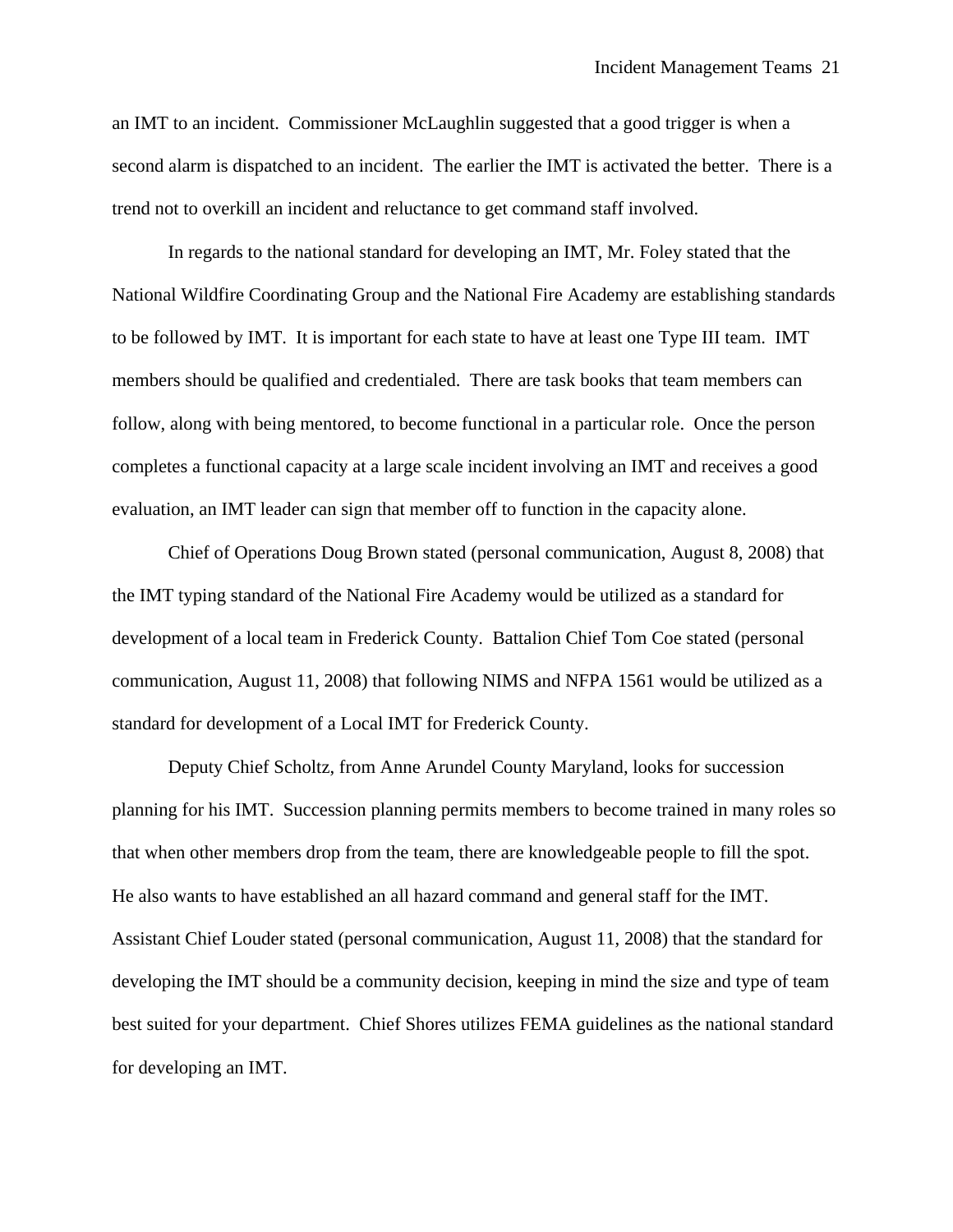an IMT to an incident. Commissioner McLaughlin suggested that a good trigger is when a second alarm is dispatched to an incident. The earlier the IMT is activated the better. There is a trend not to overkill an incident and reluctance to get command staff involved.

In regards to the national standard for developing an IMT, Mr. Foley stated that the National Wildfire Coordinating Group and the National Fire Academy are establishing standards to be followed by IMT. It is important for each state to have at least one Type III team. IMT members should be qualified and credentialed. There are task books that team members can follow, along with being mentored, to become functional in a particular role. Once the person completes a functional capacity at a large scale incident involving an IMT and receives a good evaluation, an IMT leader can sign that member off to function in the capacity alone.

Chief of Operations Doug Brown stated (personal communication, August 8, 2008) that the IMT typing standard of the National Fire Academy would be utilized as a standard for development of a local team in Frederick County. Battalion Chief Tom Coe stated (personal communication, August 11, 2008) that following NIMS and NFPA 1561 would be utilized as a standard for development of a Local IMT for Frederick County.

Deputy Chief Scholtz, from Anne Arundel County Maryland, looks for succession planning for his IMT. Succession planning permits members to become trained in many roles so that when other members drop from the team, there are knowledgeable people to fill the spot. He also wants to have established an all hazard command and general staff for the IMT. Assistant Chief Louder stated (personal communication, August 11, 2008) that the standard for developing the IMT should be a community decision, keeping in mind the size and type of team best suited for your department. Chief Shores utilizes FEMA guidelines as the national standard for developing an IMT.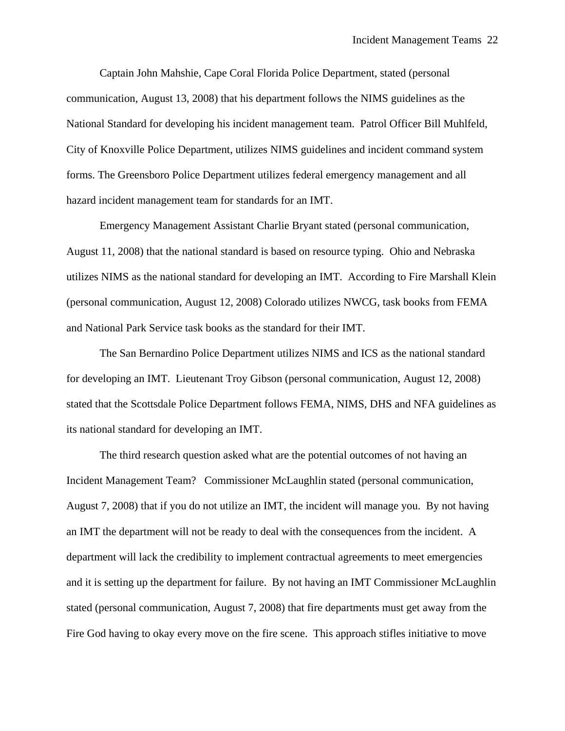Captain John Mahshie, Cape Coral Florida Police Department, stated (personal communication, August 13, 2008) that his department follows the NIMS guidelines as the National Standard for developing his incident management team. Patrol Officer Bill Muhlfeld, City of Knoxville Police Department, utilizes NIMS guidelines and incident command system forms. The Greensboro Police Department utilizes federal emergency management and all hazard incident management team for standards for an IMT.

Emergency Management Assistant Charlie Bryant stated (personal communication, August 11, 2008) that the national standard is based on resource typing. Ohio and Nebraska utilizes NIMS as the national standard for developing an IMT. According to Fire Marshall Klein (personal communication, August 12, 2008) Colorado utilizes NWCG, task books from FEMA and National Park Service task books as the standard for their IMT.

The San Bernardino Police Department utilizes NIMS and ICS as the national standard for developing an IMT. Lieutenant Troy Gibson (personal communication, August 12, 2008) stated that the Scottsdale Police Department follows FEMA, NIMS, DHS and NFA guidelines as its national standard for developing an IMT.

The third research question asked what are the potential outcomes of not having an Incident Management Team? Commissioner McLaughlin stated (personal communication, August 7, 2008) that if you do not utilize an IMT, the incident will manage you. By not having an IMT the department will not be ready to deal with the consequences from the incident. A department will lack the credibility to implement contractual agreements to meet emergencies and it is setting up the department for failure. By not having an IMT Commissioner McLaughlin stated (personal communication, August 7, 2008) that fire departments must get away from the Fire God having to okay every move on the fire scene. This approach stifles initiative to move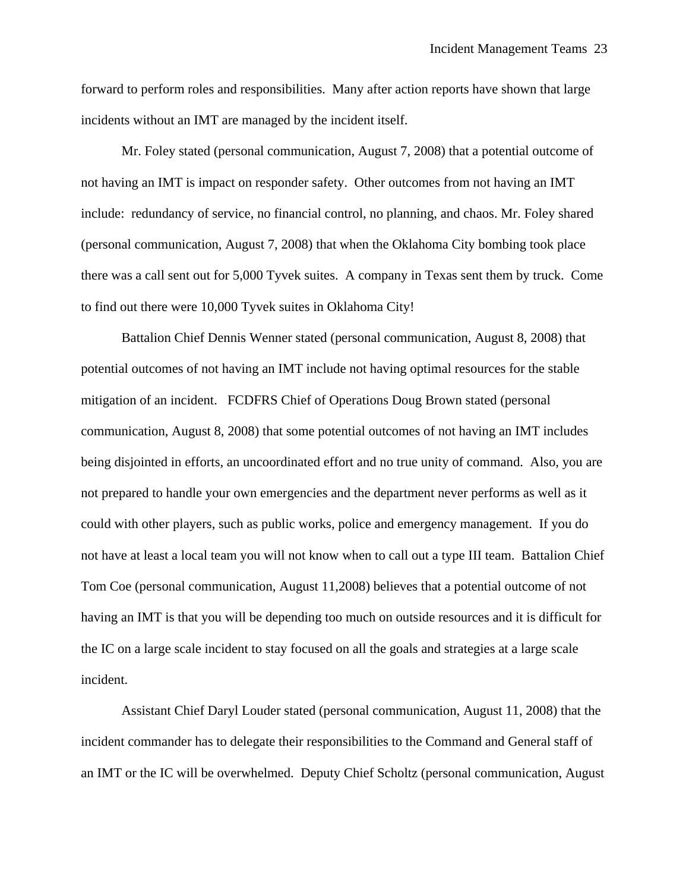forward to perform roles and responsibilities. Many after action reports have shown that large incidents without an IMT are managed by the incident itself.

Mr. Foley stated (personal communication, August 7, 2008) that a potential outcome of not having an IMT is impact on responder safety. Other outcomes from not having an IMT include: redundancy of service, no financial control, no planning, and chaos. Mr. Foley shared (personal communication, August 7, 2008) that when the Oklahoma City bombing took place there was a call sent out for 5,000 Tyvek suites. A company in Texas sent them by truck. Come to find out there were 10,000 Tyvek suites in Oklahoma City!

Battalion Chief Dennis Wenner stated (personal communication, August 8, 2008) that potential outcomes of not having an IMT include not having optimal resources for the stable mitigation of an incident. FCDFRS Chief of Operations Doug Brown stated (personal communication, August 8, 2008) that some potential outcomes of not having an IMT includes being disjointed in efforts, an uncoordinated effort and no true unity of command. Also, you are not prepared to handle your own emergencies and the department never performs as well as it could with other players, such as public works, police and emergency management. If you do not have at least a local team you will not know when to call out a type III team. Battalion Chief Tom Coe (personal communication, August 11,2008) believes that a potential outcome of not having an IMT is that you will be depending too much on outside resources and it is difficult for the IC on a large scale incident to stay focused on all the goals and strategies at a large scale incident.

Assistant Chief Daryl Louder stated (personal communication, August 11, 2008) that the incident commander has to delegate their responsibilities to the Command and General staff of an IMT or the IC will be overwhelmed. Deputy Chief Scholtz (personal communication, August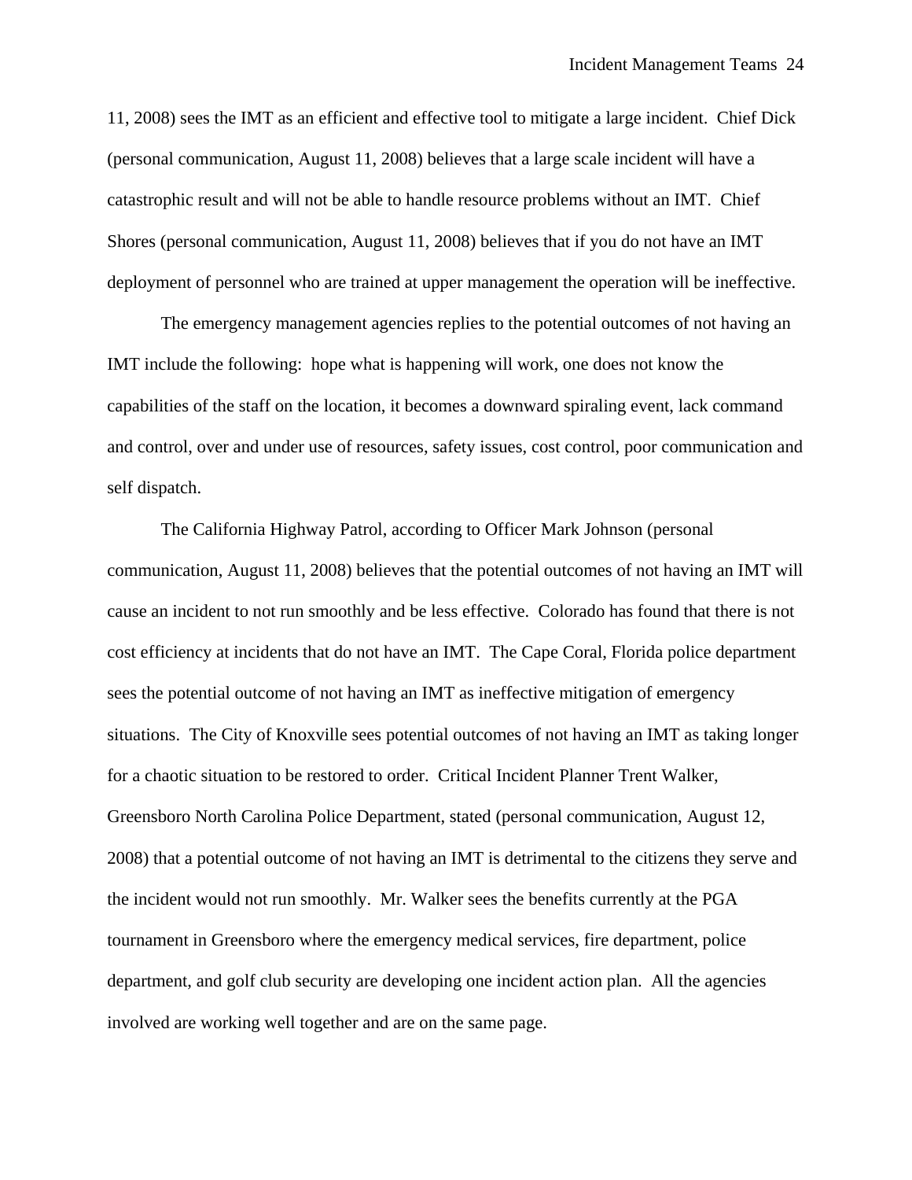11, 2008) sees the IMT as an efficient and effective tool to mitigate a large incident. Chief Dick (personal communication, August 11, 2008) believes that a large scale incident will have a catastrophic result and will not be able to handle resource problems without an IMT. Chief Shores (personal communication, August 11, 2008) believes that if you do not have an IMT deployment of personnel who are trained at upper management the operation will be ineffective.

The emergency management agencies replies to the potential outcomes of not having an IMT include the following: hope what is happening will work, one does not know the capabilities of the staff on the location, it becomes a downward spiraling event, lack command and control, over and under use of resources, safety issues, cost control, poor communication and self dispatch.

The California Highway Patrol, according to Officer Mark Johnson (personal communication, August 11, 2008) believes that the potential outcomes of not having an IMT will cause an incident to not run smoothly and be less effective. Colorado has found that there is not cost efficiency at incidents that do not have an IMT. The Cape Coral, Florida police department sees the potential outcome of not having an IMT as ineffective mitigation of emergency situations. The City of Knoxville sees potential outcomes of not having an IMT as taking longer for a chaotic situation to be restored to order. Critical Incident Planner Trent Walker, Greensboro North Carolina Police Department, stated (personal communication, August 12, 2008) that a potential outcome of not having an IMT is detrimental to the citizens they serve and the incident would not run smoothly. Mr. Walker sees the benefits currently at the PGA tournament in Greensboro where the emergency medical services, fire department, police department, and golf club security are developing one incident action plan. All the agencies involved are working well together and are on the same page.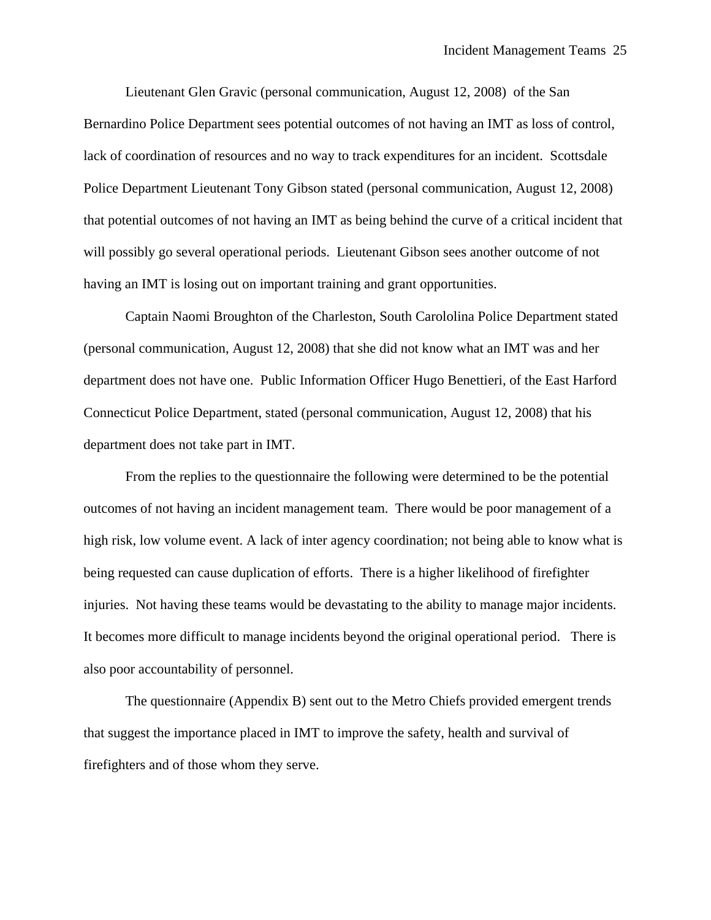Lieutenant Glen Gravic (personal communication, August 12, 2008) of the San Bernardino Police Department sees potential outcomes of not having an IMT as loss of control, lack of coordination of resources and no way to track expenditures for an incident. Scottsdale Police Department Lieutenant Tony Gibson stated (personal communication, August 12, 2008) that potential outcomes of not having an IMT as being behind the curve of a critical incident that will possibly go several operational periods. Lieutenant Gibson sees another outcome of not having an IMT is losing out on important training and grant opportunities.

Captain Naomi Broughton of the Charleston, South Carololina Police Department stated (personal communication, August 12, 2008) that she did not know what an IMT was and her department does not have one. Public Information Officer Hugo Benettieri, of the East Harford Connecticut Police Department, stated (personal communication, August 12, 2008) that his department does not take part in IMT.

From the replies to the questionnaire the following were determined to be the potential outcomes of not having an incident management team. There would be poor management of a high risk, low volume event. A lack of inter agency coordination; not being able to know what is being requested can cause duplication of efforts. There is a higher likelihood of firefighter injuries. Not having these teams would be devastating to the ability to manage major incidents. It becomes more difficult to manage incidents beyond the original operational period. There is also poor accountability of personnel.

The questionnaire (Appendix B) sent out to the Metro Chiefs provided emergent trends that suggest the importance placed in IMT to improve the safety, health and survival of firefighters and of those whom they serve.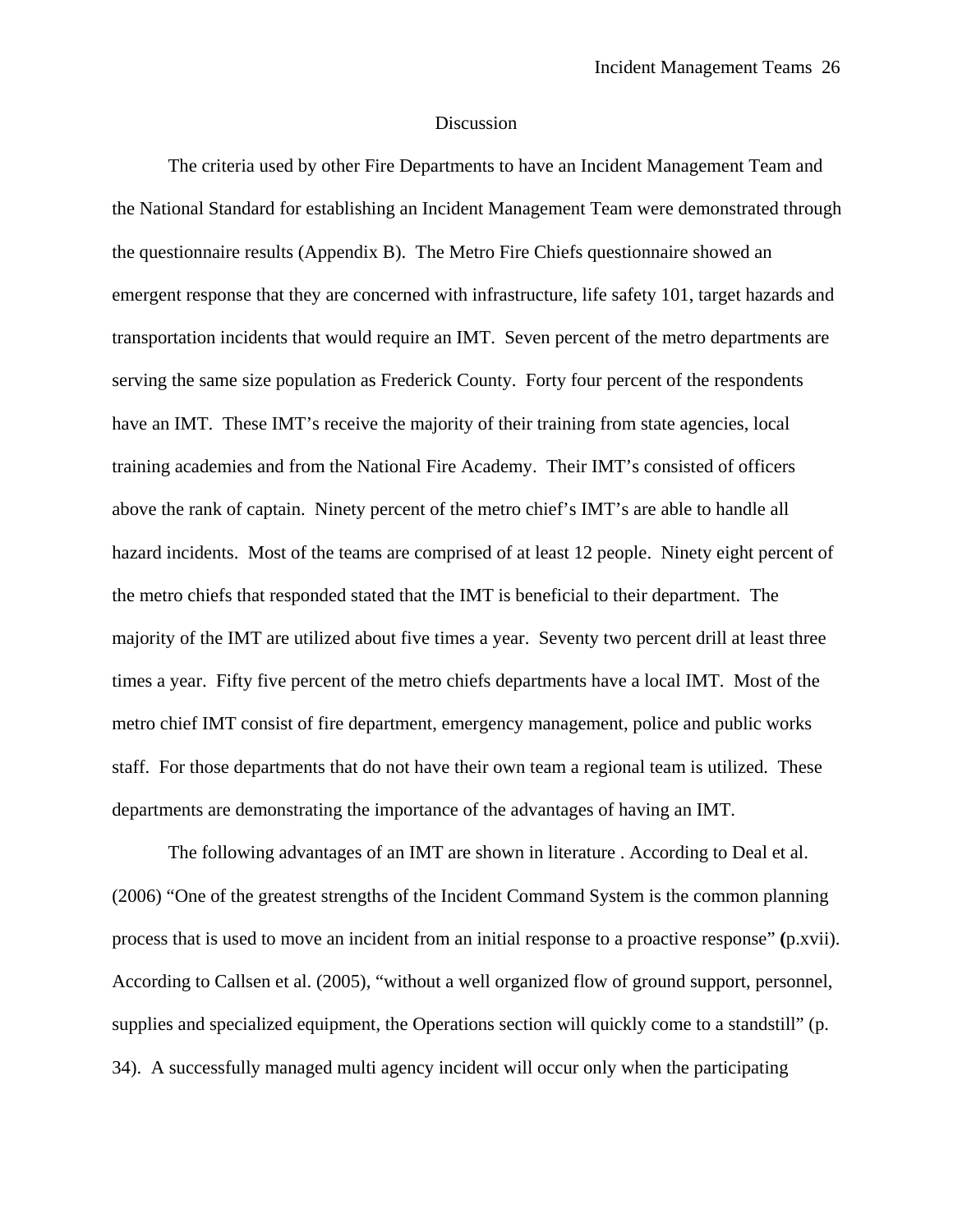# Discussion

The criteria used by other Fire Departments to have an Incident Management Team and the National Standard for establishing an Incident Management Team were demonstrated through the questionnaire results (Appendix B). The Metro Fire Chiefs questionnaire showed an emergent response that they are concerned with infrastructure, life safety 101, target hazards and transportation incidents that would require an IMT. Seven percent of the metro departments are serving the same size population as Frederick County. Forty four percent of the respondents have an IMT. These IMT's receive the majority of their training from state agencies, local training academies and from the National Fire Academy. Their IMT's consisted of officers above the rank of captain. Ninety percent of the metro chief's IMT's are able to handle all hazard incidents. Most of the teams are comprised of at least 12 people. Ninety eight percent of the metro chiefs that responded stated that the IMT is beneficial to their department. The majority of the IMT are utilized about five times a year. Seventy two percent drill at least three times a year. Fifty five percent of the metro chiefs departments have a local IMT. Most of the metro chief IMT consist of fire department, emergency management, police and public works staff. For those departments that do not have their own team a regional team is utilized. These departments are demonstrating the importance of the advantages of having an IMT.

The following advantages of an IMT are shown in literature . According to Deal et al. (2006) "One of the greatest strengths of the Incident Command System is the common planning process that is used to move an incident from an initial response to a proactive response" **(**p.xvii). According to Callsen et al. (2005), "without a well organized flow of ground support, personnel, supplies and specialized equipment, the Operations section will quickly come to a standstill" (p. 34). A successfully managed multi agency incident will occur only when the participating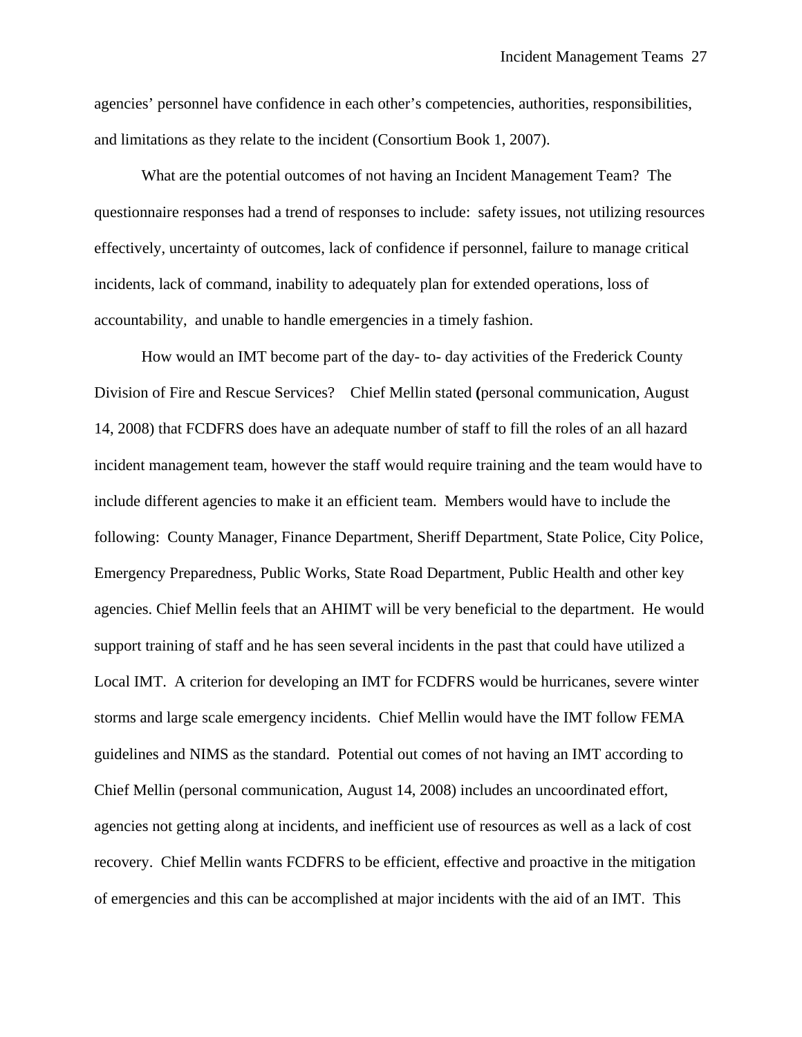agencies' personnel have confidence in each other's competencies, authorities, responsibilities, and limitations as they relate to the incident (Consortium Book 1, 2007).

What are the potential outcomes of not having an Incident Management Team? The questionnaire responses had a trend of responses to include: safety issues, not utilizing resources effectively, uncertainty of outcomes, lack of confidence if personnel, failure to manage critical incidents, lack of command, inability to adequately plan for extended operations, loss of accountability, and unable to handle emergencies in a timely fashion.

How would an IMT become part of the day- to- day activities of the Frederick County Division of Fire and Rescue Services? Chief Mellin stated (personal communication, August 14, 2008) that FCDFRS does have an adequate number of staff to fill the roles of an all hazard incident management team, however the staff would require training and the team would have to include different agencies to make it an efficient team. Members would have to include the following: County Manager, Finance Department, Sheriff Department, State Police, City Police, Emergency Preparedness, Public Works, State Road Department, Public Health and other key agencies. Chief Mellin feels that an AHIMT will be very beneficial to the department. He would support training of staff and he has seen several incidents in the past that could have utilized a Local IMT. A criterion for developing an IMT for FCDFRS would be hurricanes, severe winter storms and large scale emergency incidents. Chief Mellin would have the IMT follow FEMA guidelines and NIMS as the standard. Potential out comes of not having an IMT according to Chief Mellin (personal communication, August 14, 2008) includes an uncoordinated effort, agencies not getting along at incidents, and inefficient use of resources as well as a lack of cost recovery. Chief Mellin wants FCDFRS to be efficient, effective and proactive in the mitigation of emergencies and this can be accomplished at major incidents with the aid of an IMT. This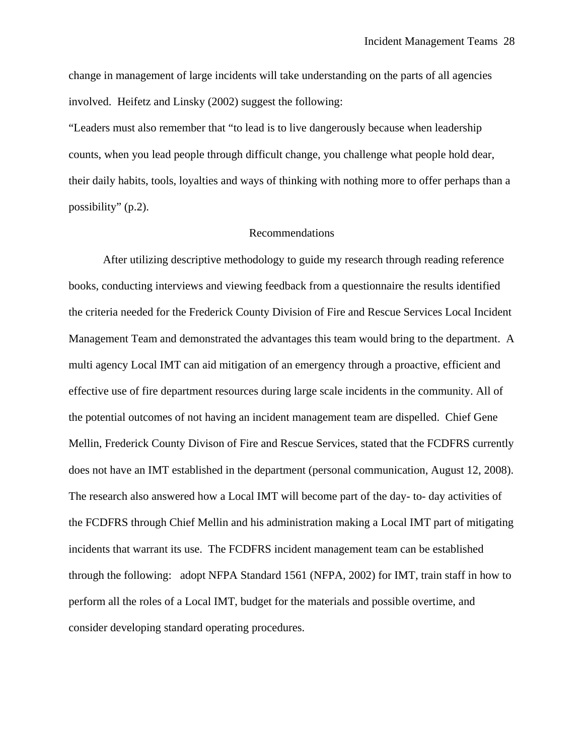change in management of large incidents will take understanding on the parts of all agencies involved. Heifetz and Linsky (2002) suggest the following:

"Leaders must also remember that "to lead is to live dangerously because when leadership counts, when you lead people through difficult change, you challenge what people hold dear, their daily habits, tools, loyalties and ways of thinking with nothing more to offer perhaps than a possibility" (p.2).

## Recommendations

After utilizing descriptive methodology to guide my research through reading reference books, conducting interviews and viewing feedback from a questionnaire the results identified the criteria needed for the Frederick County Division of Fire and Rescue Services Local Incident Management Team and demonstrated the advantages this team would bring to the department. A multi agency Local IMT can aid mitigation of an emergency through a proactive, efficient and effective use of fire department resources during large scale incidents in the community. All of the potential outcomes of not having an incident management team are dispelled. Chief Gene Mellin, Frederick County Divison of Fire and Rescue Services, stated that the FCDFRS currently does not have an IMT established in the department (personal communication, August 12, 2008). The research also answered how a Local IMT will become part of the day- to- day activities of the FCDFRS through Chief Mellin and his administration making a Local IMT part of mitigating incidents that warrant its use. The FCDFRS incident management team can be established through the following: adopt NFPA Standard 1561 (NFPA, 2002) for IMT, train staff in how to perform all the roles of a Local IMT, budget for the materials and possible overtime, and consider developing standard operating procedures.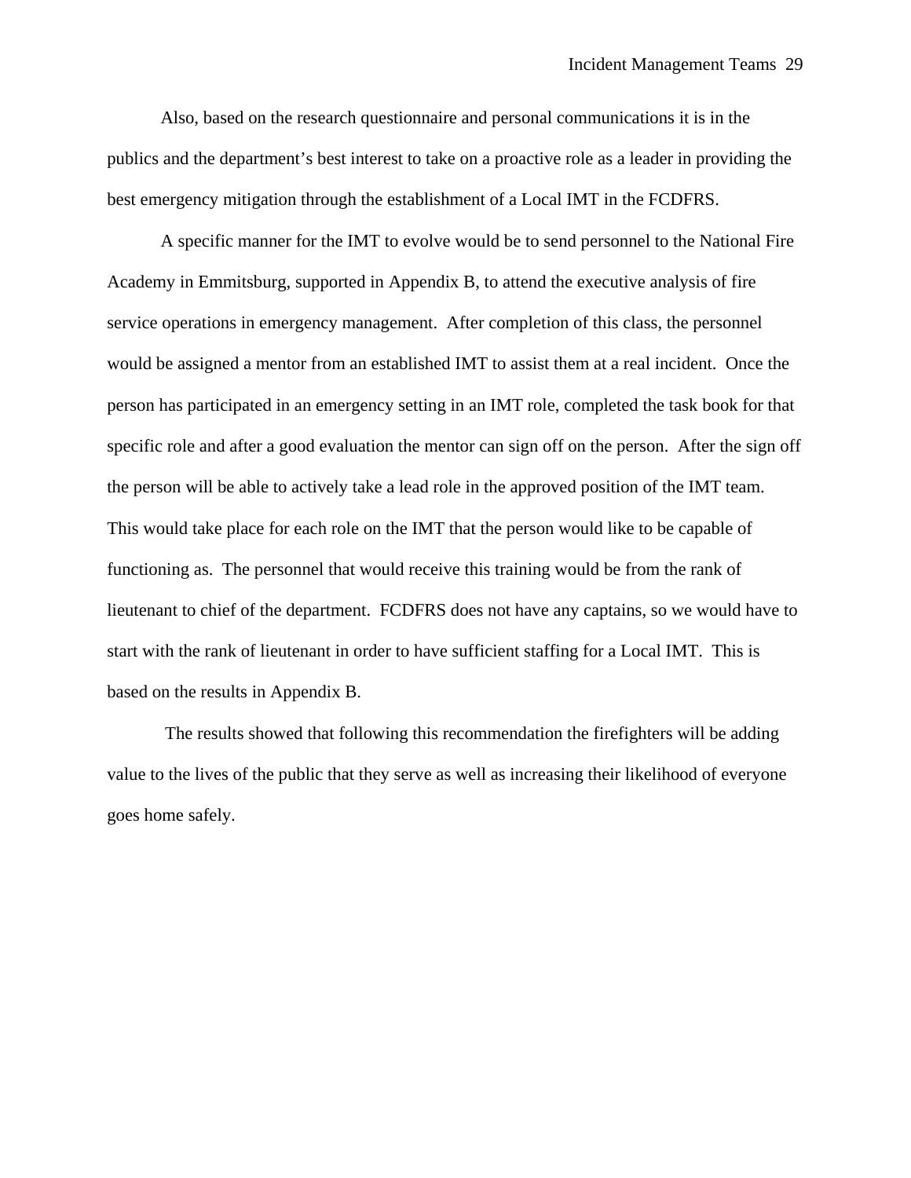Also, based on the research questionnaire and personal communications it is in the publics and the department's best interest to take on a proactive role as a leader in providing the best emergency mitigation through the establishment of a Local IMT in the FCDFRS.

A specific manner for the IMT to evolve would be to send personnel to the National Fire Academy in Emmitsburg, supported in Appendix B, to attend the executive analysis of fire service operations in emergency management. After completion of this class, the personnel would be assigned a mentor from an established IMT to assist them at a real incident. Once the person has participated in an emergency setting in an IMT role, completed the task book for that specific role and after a good evaluation the mentor can sign off on the person. After the sign off the person will be able to actively take a lead role in the approved position of the IMT team. This would take place for each role on the IMT that the person would like to be capable of functioning as. The personnel that would receive this training would be from the rank of lieutenant to chief of the department. FCDFRS does not have any captains, so we would have to start with the rank of lieutenant in order to have sufficient staffing for a Local IMT. This is based on the results in Appendix B.

The results showed that following this recommendation the firefighters will be adding value to the lives of the public that they serve as well as increasing their likelihood of everyone goes home safely.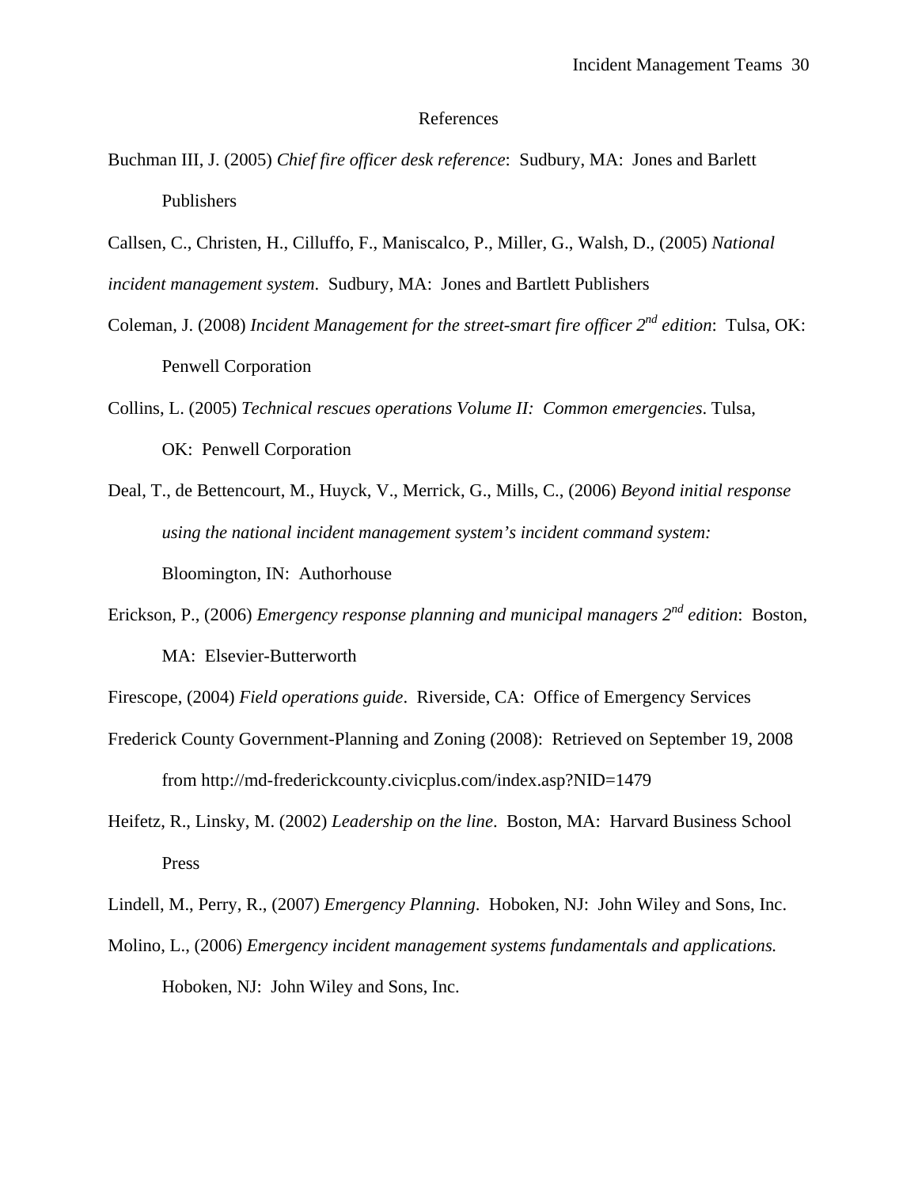# References

Buchman III, J. (2005) *Chief fire officer desk reference*: Sudbury, MA: Jones and Barlett Publishers

Callsen, C., Christen, H., Cilluffo, F., Maniscalco, P., Miller, G., Walsh, D., (2005) *National incident management system*. Sudbury, MA: Jones and Bartlett Publishers

Coleman, J. (2008) *Incident Management for the street-smart fire officer 2nd edition*: Tulsa, OK: Penwell Corporation

Collins, L. (2005) *Technical rescues operations Volume II: Common emergencies*. Tulsa, OK: Penwell Corporation

Deal, T., de Bettencourt, M., Huyck, V., Merrick, G., Mills, C., (2006) *Beyond initial response using the national incident management system's incident command system:* Bloomington, IN: Authorhouse

Erickson, P., (2006) *Emergency response planning and municipal managers 2nd edition*: Boston, MA: Elsevier-Butterworth

Firescope, (2004) *Field operations guide*. Riverside, CA: Office of Emergency Services

Frederick County Government-Planning and Zoning (2008): Retrieved on September 19, 2008 from http://md-frederickcounty.civicplus.com/index.asp?NID=1479

Heifetz, R., Linsky, M. (2002) *Leadership on the line*. Boston, MA: Harvard Business School Press

Lindell, M., Perry, R., (2007) *Emergency Planning*. Hoboken, NJ: John Wiley and Sons, Inc.

Molino, L., (2006) *Emergency incident management systems fundamentals and applications.* Hoboken, NJ: John Wiley and Sons, Inc.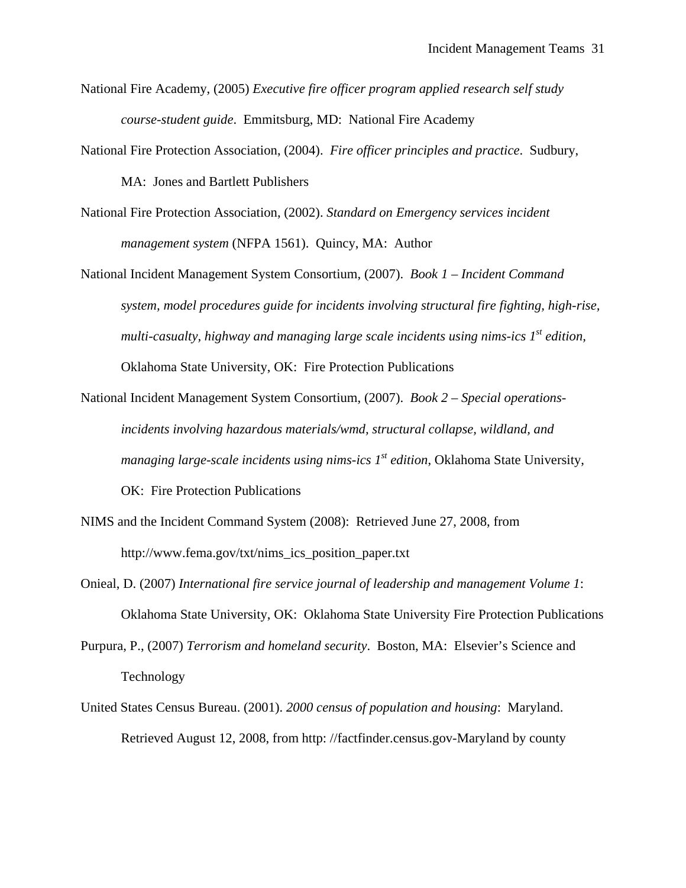National Fire Academy, (2005) *Executive fire officer program applied research self study course-student guide*. Emmitsburg, MD: National Fire Academy

National Fire Protection Association, (2004). *Fire officer principles and practice*. Sudbury, MA: Jones and Bartlett Publishers

National Fire Protection Association, (2002). *Standard on Emergency services incident management system* (NFPA 1561). Quincy, MA: Author

National Incident Management System Consortium, (2007). *Book 1 – Incident Command system, model procedures guide for incidents involving structural fire fighting, high-rise, multi-casualty, highway and managing large scale incidents using nims-ics 1st edition,* Oklahoma State University, OK: Fire Protection Publications

National Incident Management System Consortium, (2007). *Book 2 – Special operations-incidents involving hazardous materials/wmd, structural collapse, wildland, and managing large-scale incidents using nims-ics 1st edition*, Oklahoma State University, OK: Fire Protection Publications

NIMS and the Incident Command System (2008): Retrieved June 27, 2008, from http://www.fema.gov/txt/nims_ics_position_paper.txt

Onieal, D. (2007) *International fire service journal of leadership and management Volume 1*: Oklahoma State University, OK: Oklahoma State University Fire Protection Publications

Purpura, P., (2007) *Terrorism and homeland security*. Boston, MA: Elsevier's Science and Technology

United States Census Bureau. (2001). *2000 census of population and housing*: Maryland. Retrieved August 12, 2008, from http: //factfinder.census.gov-Maryland by county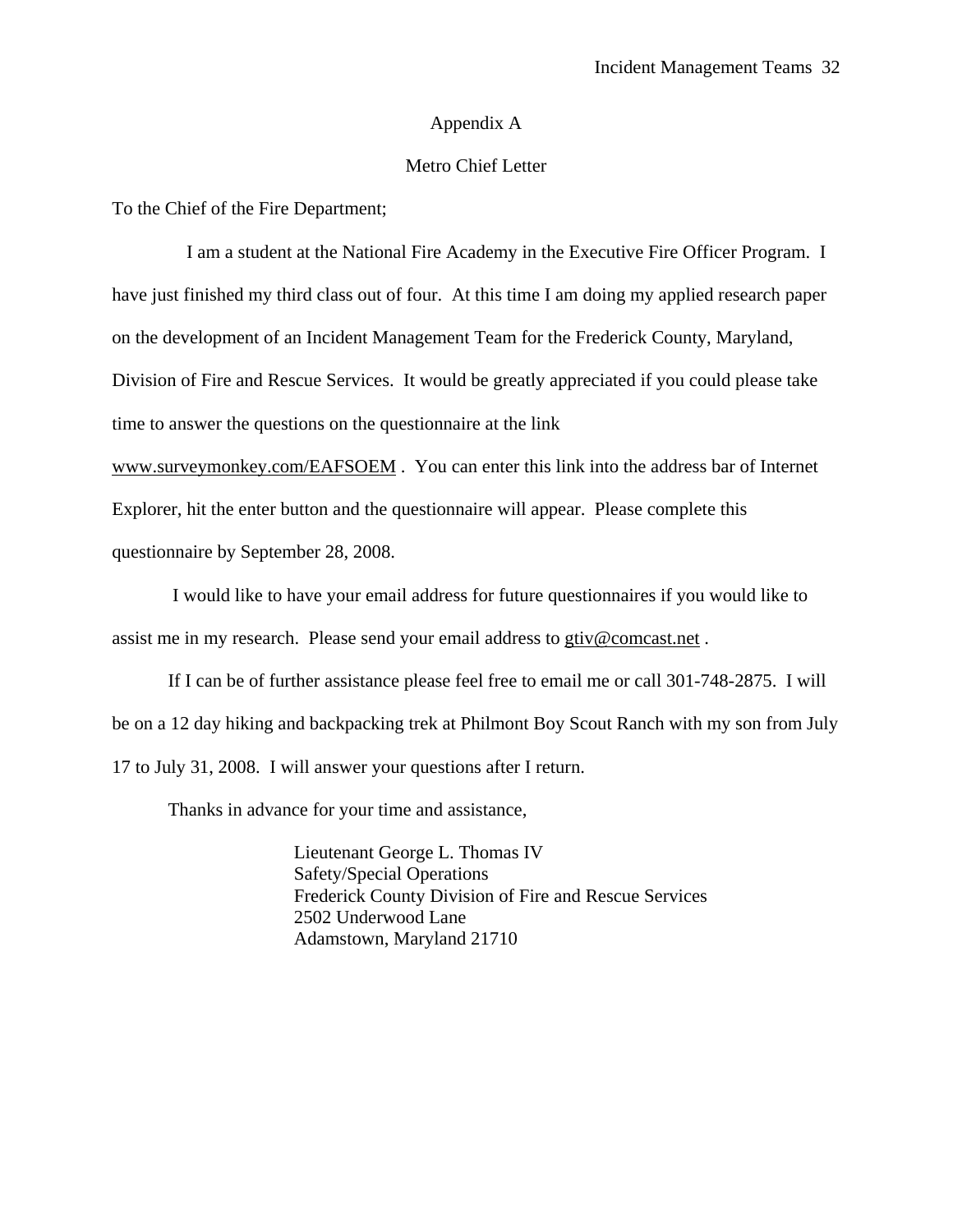# Appendix A

## Metro Chief Letter

To the Chief of the Fire Department;

I am a student at the National Fire Academy in the Executive Fire Officer Program. I have just finished my third class out of four. At this time I am doing my applied research paper on the development of an Incident Management Team for the Frederick County, Maryland, Division of Fire and Rescue Services. It would be greatly appreciated if you could please take time to answer the questions on the questionnaire at the link www.surveymonkey.com/EAFSOEM . You can enter this link into the address bar of Internet Explorer, hit the enter button and the questionnaire will appear. Please complete this questionnaire by September 28, 2008.

I would like to have your email address for future questionnaires if you would like to assist me in my research. Please send your email address to gtiv@comcast.net .

If I can be of further assistance please feel free to email me or call 301-748-2875. I will be on a 12 day hiking and backpacking trek at Philmont Boy Scout Ranch with my son from July 17 to July 31, 2008. I will answer your questions after I return.

Thanks in advance for your time and assistance,

Lieutenant George L. Thomas IV
Safety/Special Operations
Frederick County Division of Fire and Rescue Services
2502 Underwood Lane
Adamstown, Maryland 21710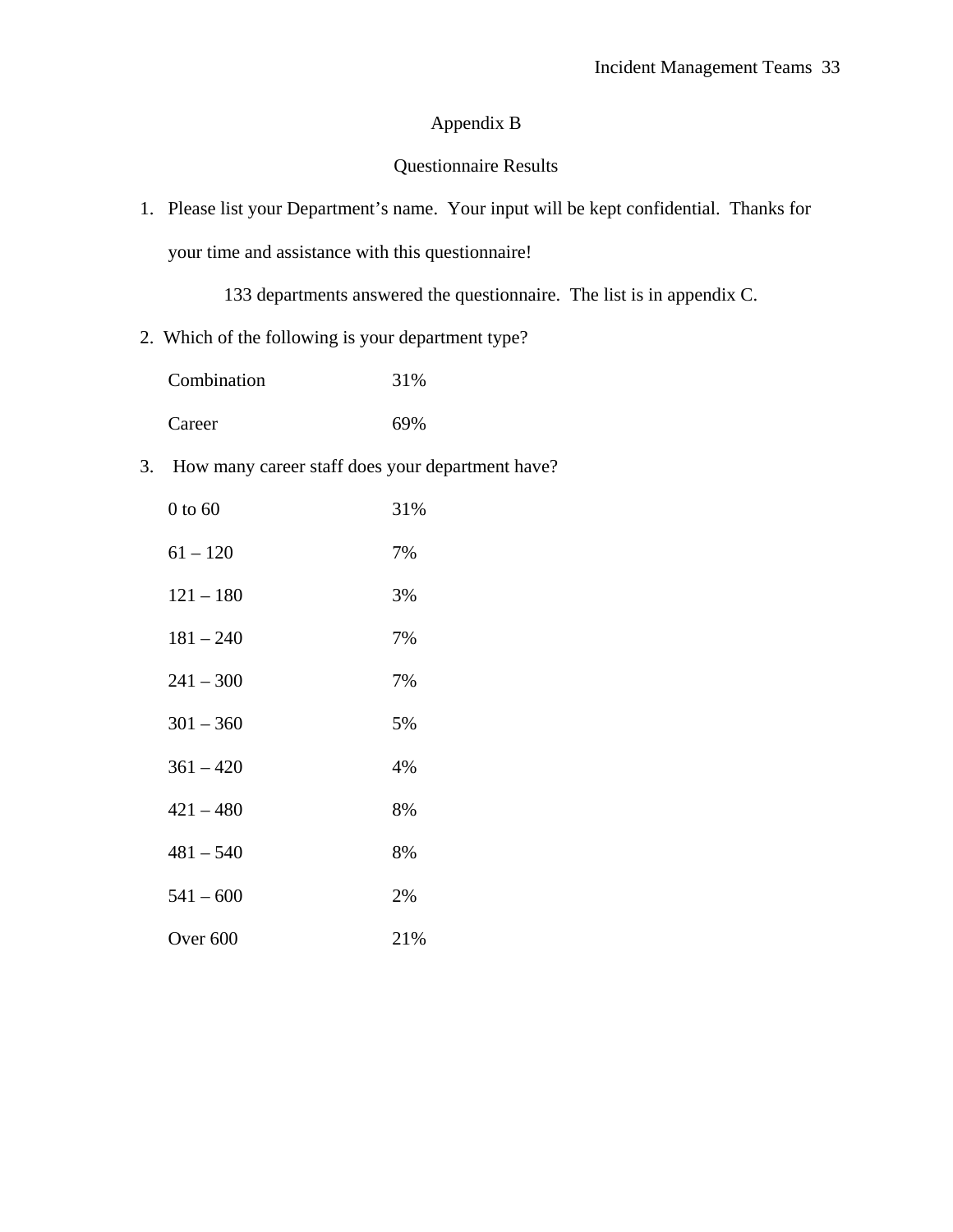# Appendix B

## Questionnaire Results

1. Please list your Department's name. Your input will be kept confidential. Thanks for your time and assistance with this questionnaire!

    133 departments answered the questionnaire. The list is in appendix C.

2. Which of the following is your department type?

| | |
|---|---|
| Combination | 31% |
| Career | 69% |

3. How many career staff does your department have?

| | |
|---|---|
| 0 to 60 | 31% |
| 61 – 120 | 7% |
| 121 – 180 | 3% |
| 181 – 240 | 7% |
| 241 – 300 | 7% |
| 301 – 360 | 5% |
| 361 – 420 | 4% |
| 421 – 480 | 8% |
| 481 – 540 | 8% |
| 541 – 600 | 2% |
| Over 600 | 21% |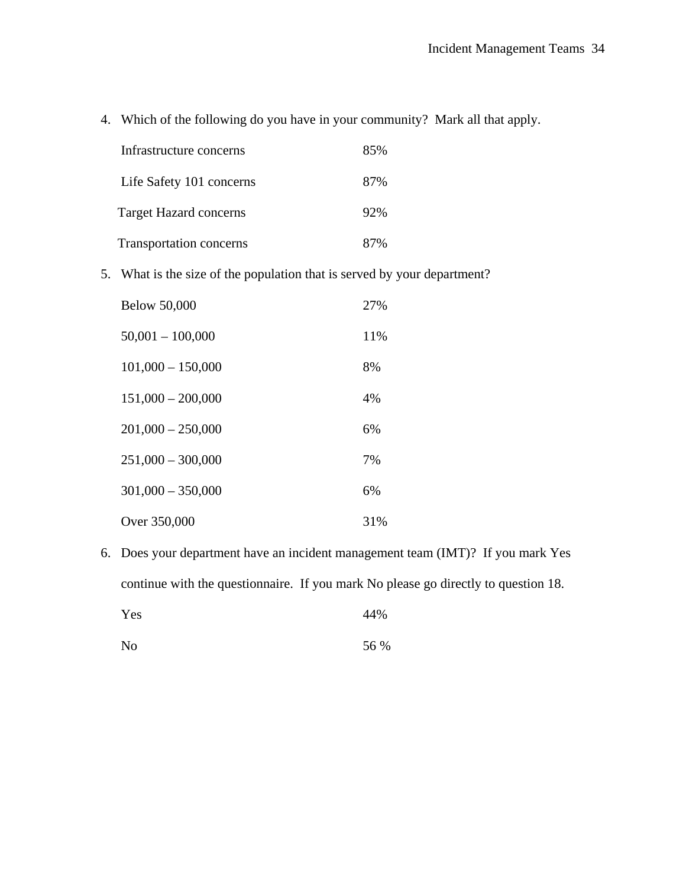4. Which of the following do you have in your community? Mark all that apply.

| | |
|---|---|
| Infrastructure concerns | 85% |
| Life Safety 101 concerns | 87% |
| Target Hazard concerns | 92% |
| Transportation concerns | 87% |

5. What is the size of the population that is served by your department?

| | |
|---|---|
| Below 50,000 | 27% |
| 50,001 – 100,000 | 11% |
| 101,000 – 150,000 | 8% |
| 151,000 – 200,000 | 4% |
| 201,000 – 250,000 | 6% |
| 251,000 – 300,000 | 7% |
| 301,000 – 350,000 | 6% |
| Over 350,000 | 31% |

6. Does your department have an incident management team (IMT)? If you mark Yes continue with the questionnaire. If you mark No please go directly to question 18.

| | |
|---|---|
| Yes | 44% |
| No | 56 % |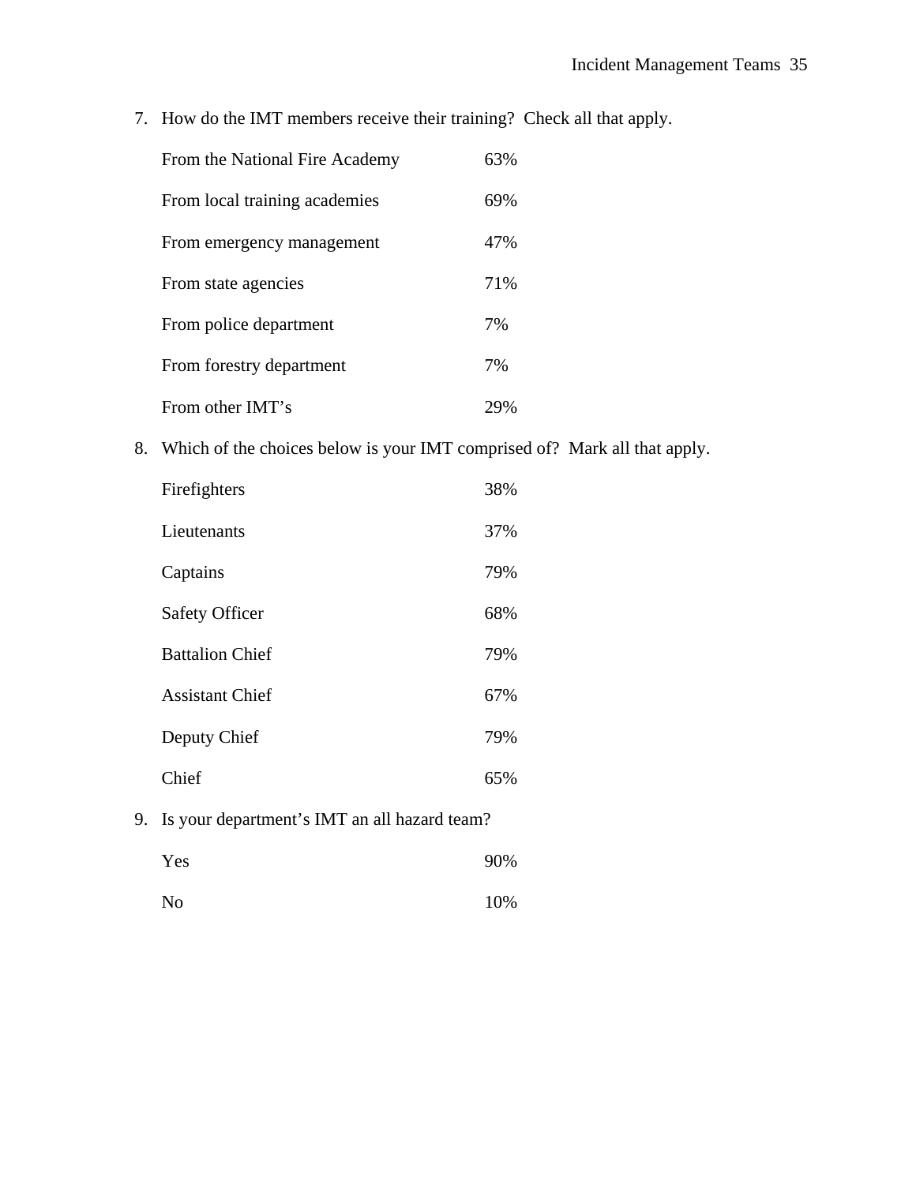7. How do the IMT members receive their training? Check all that apply.

| | |
|---|---|
| From the National Fire Academy | 63% |
| From local training academies | 69% |
| From emergency management | 47% |
| From state agencies | 71% |
| From police department | 7% |
| From forestry department | 7% |
| From other IMT's | 29% |

8. Which of the choices below is your IMT comprised of? Mark all that apply.

| | |
|---|---|
| Firefighters | 38% |
| Lieutenants | 37% |
| Captains | 79% |
| Safety Officer | 68% |
| Battalion Chief | 79% |
| Assistant Chief | 67% |
| Deputy Chief | 79% |
| Chief | 65% |

9. Is your department's IMT an all hazard team?

| | |
|---|---|
| Yes | 90% |
| No | 10% |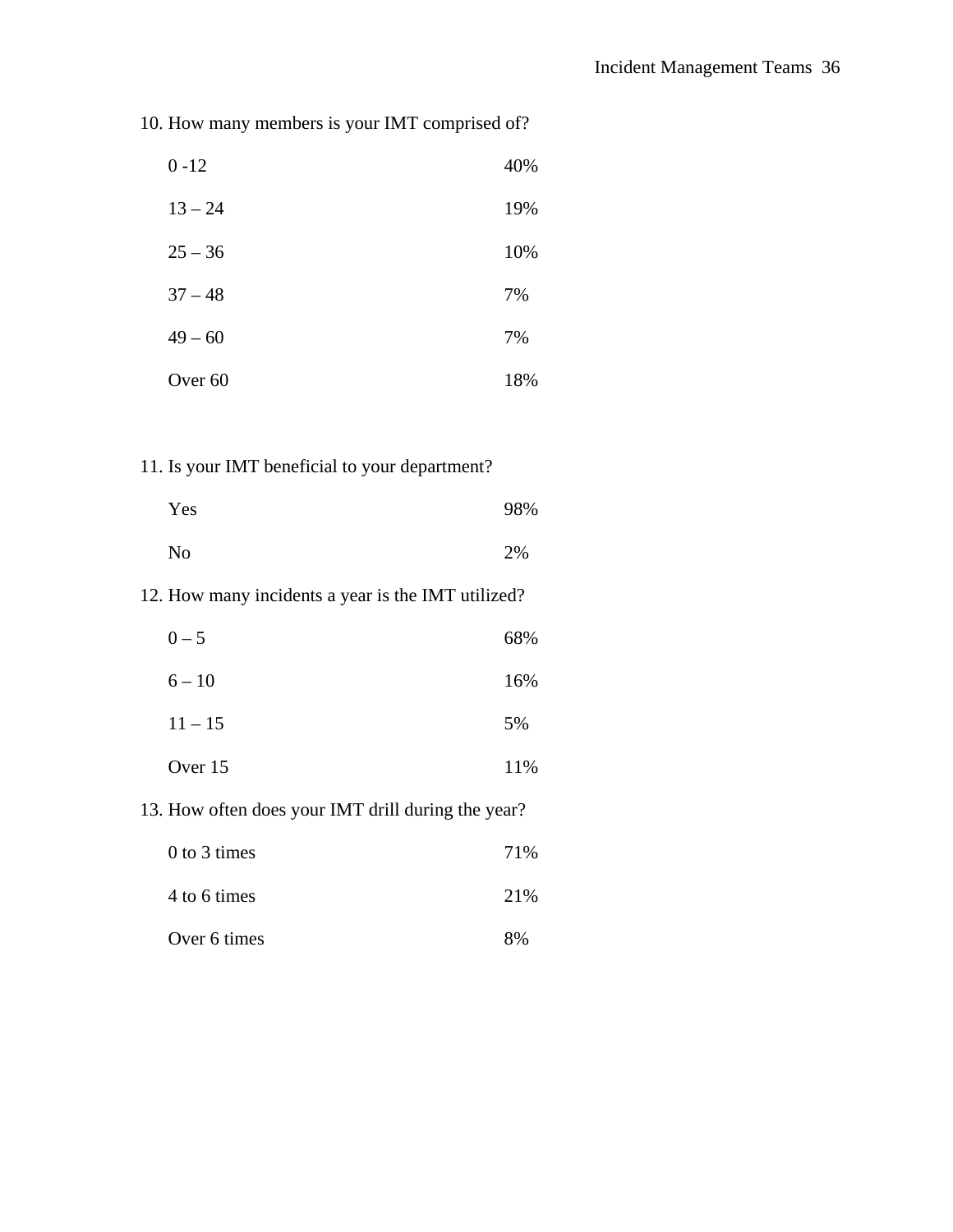10. How many members is your IMT comprised of?

| | |
|---|---|
| 0 -12 | 40% |
| 13 – 24 | 19% |
| 25 – 36 | 10% |
| 37 – 48 | 7% |
| 49 – 60 | 7% |
| Over 60 | 18% |

11. Is your IMT beneficial to your department?

| | |
|---|---|
| Yes | 98% |
| No | 2% |

12. How many incidents a year is the IMT utilized?

| | |
|---|---|
| 0 – 5 | 68% |
| 6 – 10 | 16% |
| 11 – 15 | 5% |
| Over 15 | 11% |

13. How often does your IMT drill during the year?

| | |
|---|---|
| 0 to 3 times | 71% |
| 4 to 6 times | 21% |
| Over 6 times | 8% |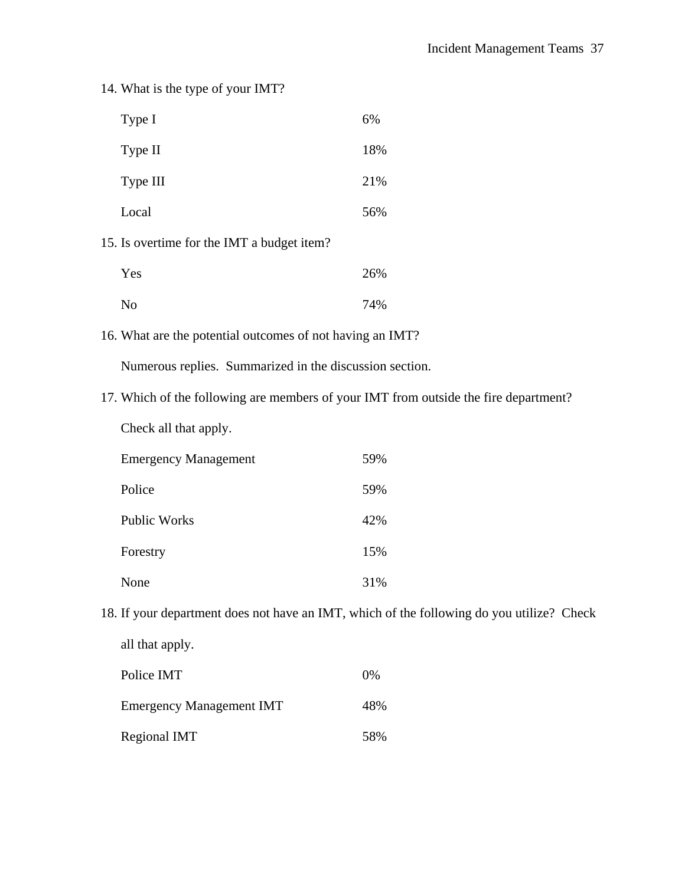14. What is the type of your IMT?

| | |
|---|---|
| Type I | 6% |
| Type II | 18% |
| Type III | 21% |
| Local | 56% |

15. Is overtime for the IMT a budget item?

| | |
|---|---|
| Yes | 26% |
| No | 74% |

16. What are the potential outcomes of not having an IMT?

    Numerous replies. Summarized in the discussion section.

17. Which of the following are members of your IMT from outside the fire department? Check all that apply.

| | |
|---|---|
| Emergency Management | 59% |
| Police | 59% |
| Public Works | 42% |
| Forestry | 15% |
| None | 31% |

18. If your department does not have an IMT, which of the following do you utilize? Check all that apply.

| | |
|---|---|
| Police IMT | 0% |
| Emergency Management IMT | 48% |
| Regional IMT | 58% |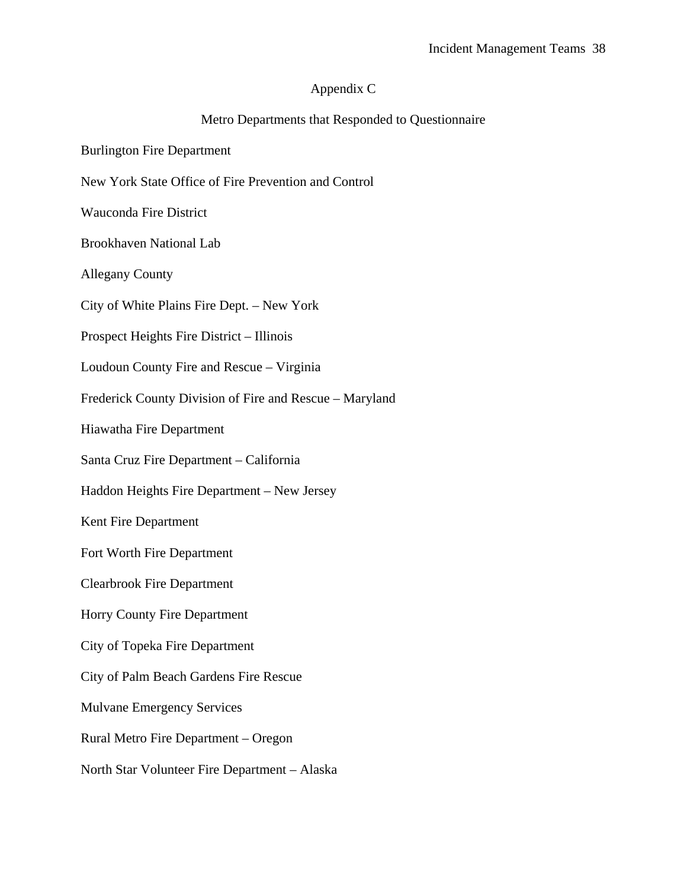# Appendix C

## Metro Departments that Responded to Questionnaire

Burlington Fire Department

New York State Office of Fire Prevention and Control

Wauconda Fire District

Brookhaven National Lab

Allegany County

City of White Plains Fire Dept. – New York

Prospect Heights Fire District – Illinois

Loudoun County Fire and Rescue – Virginia

Frederick County Division of Fire and Rescue – Maryland

Hiawatha Fire Department

Santa Cruz Fire Department – California

Haddon Heights Fire Department – New Jersey

Kent Fire Department

Fort Worth Fire Department

Clearbrook Fire Department

Horry County Fire Department

City of Topeka Fire Department

City of Palm Beach Gardens Fire Rescue

Mulvane Emergency Services

Rural Metro Fire Department – Oregon

North Star Volunteer Fire Department – Alaska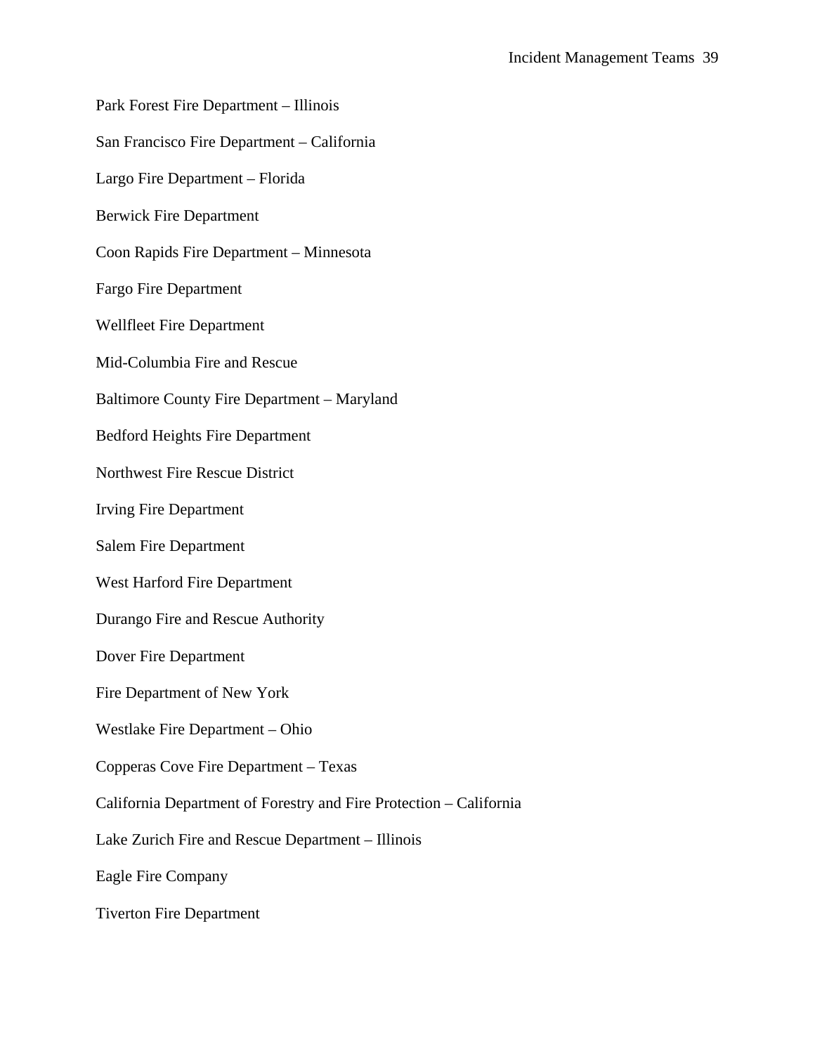Park Forest Fire Department – Illinois

San Francisco Fire Department – California

Largo Fire Department – Florida

Berwick Fire Department

Coon Rapids Fire Department – Minnesota

Fargo Fire Department

Wellfleet Fire Department

Mid-Columbia Fire and Rescue

Baltimore County Fire Department – Maryland

Bedford Heights Fire Department

Northwest Fire Rescue District

Irving Fire Department

Salem Fire Department

West Harford Fire Department

Durango Fire and Rescue Authority

Dover Fire Department

Fire Department of New York

Westlake Fire Department – Ohio

Copperas Cove Fire Department – Texas

California Department of Forestry and Fire Protection – California

Lake Zurich Fire and Rescue Department – Illinois

Eagle Fire Company

Tiverton Fire Department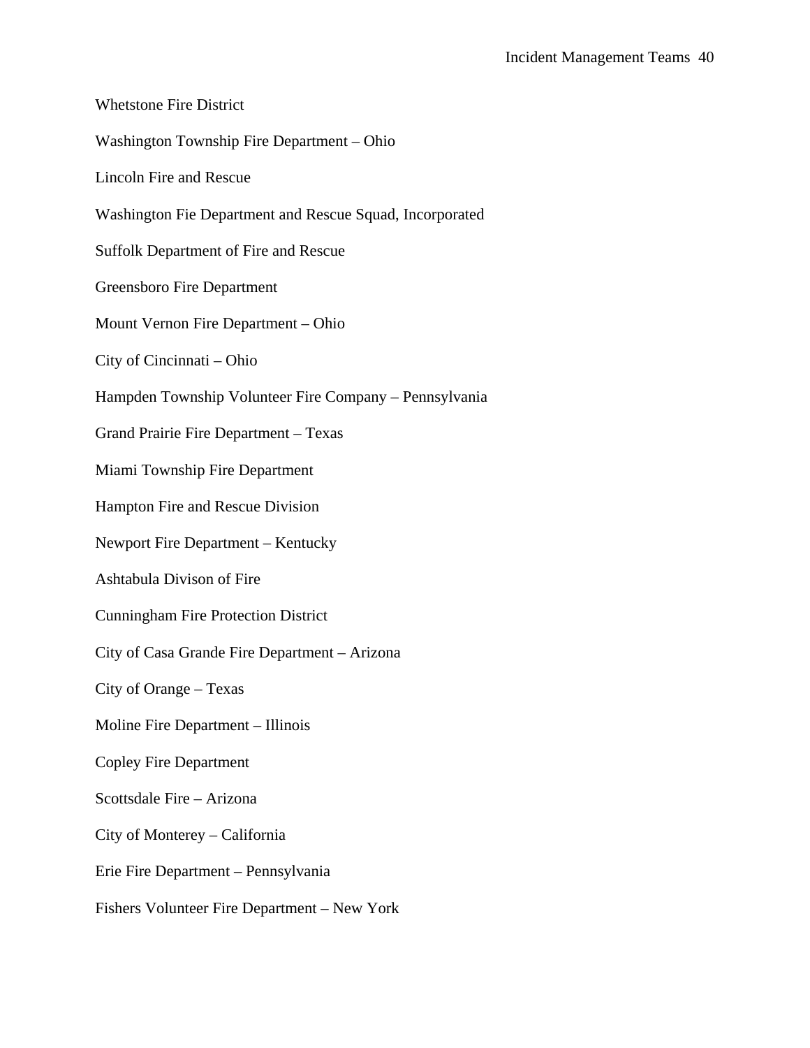Whetstone Fire District

Washington Township Fire Department – Ohio

Lincoln Fire and Rescue

Washington Fie Department and Rescue Squad, Incorporated

Suffolk Department of Fire and Rescue

Greensboro Fire Department

Mount Vernon Fire Department – Ohio

City of Cincinnati – Ohio

Hampden Township Volunteer Fire Company – Pennsylvania

Grand Prairie Fire Department – Texas

Miami Township Fire Department

Hampton Fire and Rescue Division

Newport Fire Department – Kentucky

Ashtabula Divison of Fire

Cunningham Fire Protection District

City of Casa Grande Fire Department – Arizona

City of Orange – Texas

Moline Fire Department – Illinois

Copley Fire Department

Scottsdale Fire – Arizona

City of Monterey – California

Erie Fire Department – Pennsylvania

Fishers Volunteer Fire Department – New York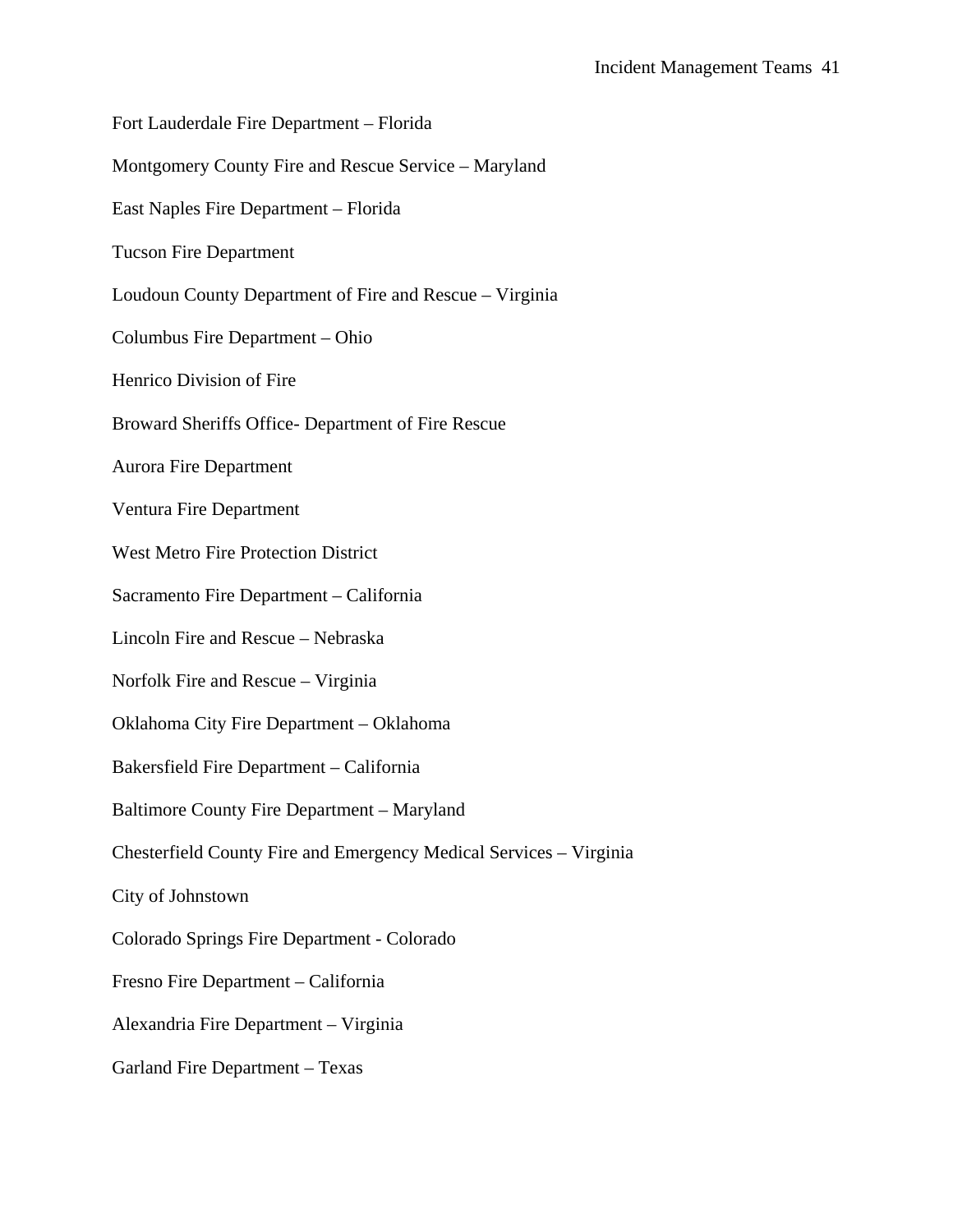Fort Lauderdale Fire Department – Florida

Montgomery County Fire and Rescue Service – Maryland

East Naples Fire Department – Florida

Tucson Fire Department

Loudoun County Department of Fire and Rescue – Virginia

Columbus Fire Department – Ohio

Henrico Division of Fire

Broward Sheriffs Office- Department of Fire Rescue

Aurora Fire Department

Ventura Fire Department

West Metro Fire Protection District

Sacramento Fire Department – California

Lincoln Fire and Rescue – Nebraska

Norfolk Fire and Rescue – Virginia

Oklahoma City Fire Department – Oklahoma

Bakersfield Fire Department – California

Baltimore County Fire Department – Maryland

Chesterfield County Fire and Emergency Medical Services – Virginia

City of Johnstown

Colorado Springs Fire Department - Colorado

Fresno Fire Department – California

Alexandria Fire Department – Virginia

Garland Fire Department – Texas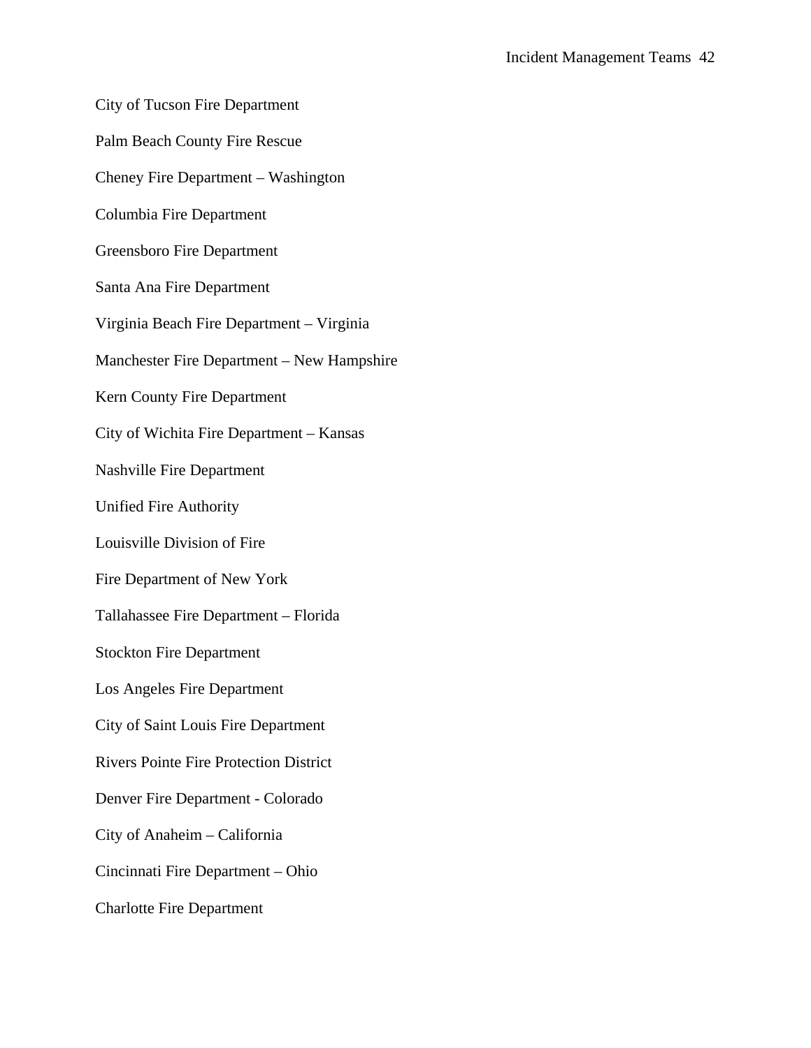City of Tucson Fire Department

Palm Beach County Fire Rescue

Cheney Fire Department – Washington

Columbia Fire Department

Greensboro Fire Department

Santa Ana Fire Department

Virginia Beach Fire Department – Virginia

Manchester Fire Department – New Hampshire

Kern County Fire Department

City of Wichita Fire Department – Kansas

Nashville Fire Department

Unified Fire Authority

Louisville Division of Fire

Fire Department of New York

Tallahassee Fire Department – Florida

Stockton Fire Department

Los Angeles Fire Department

City of Saint Louis Fire Department

Rivers Pointe Fire Protection District

Denver Fire Department - Colorado

City of Anaheim – California

Cincinnati Fire Department – Ohio

Charlotte Fire Department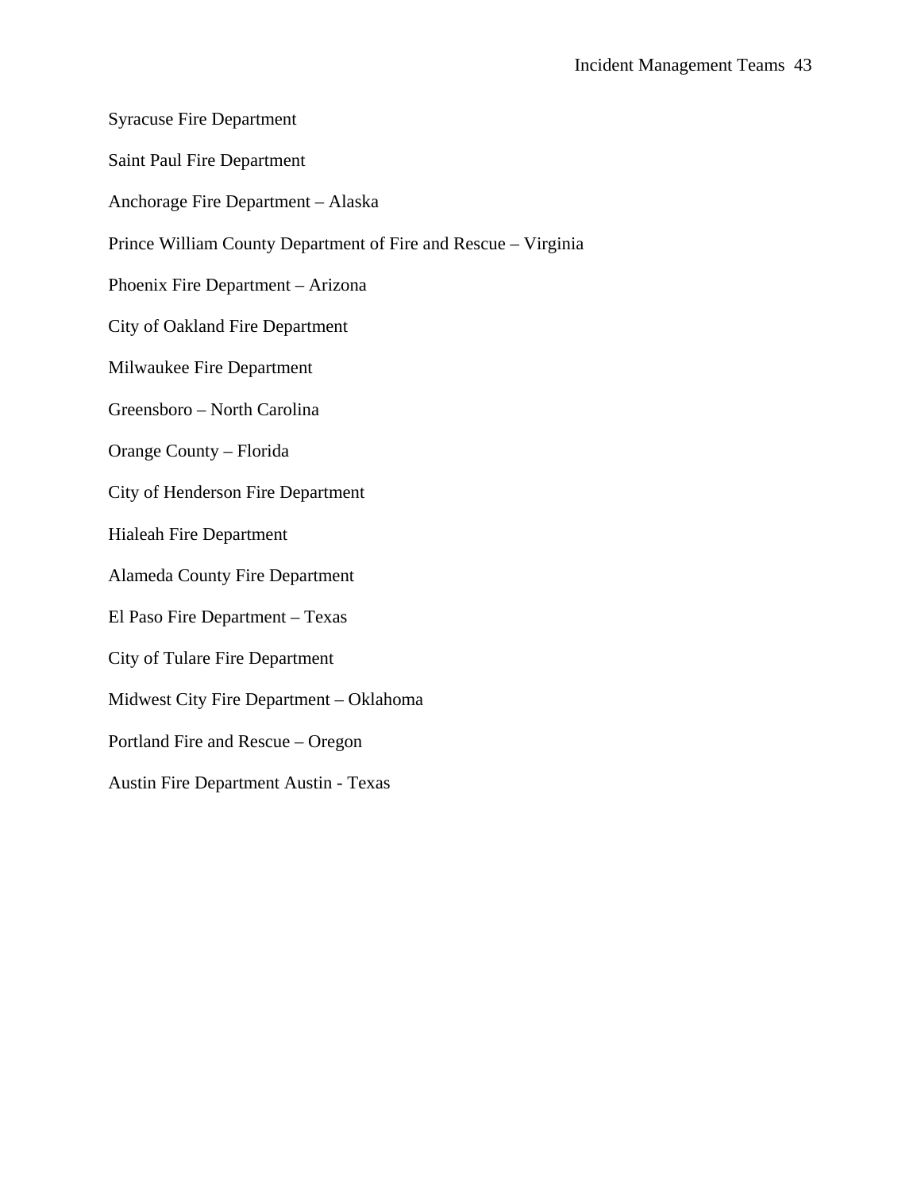Syracuse Fire Department

Saint Paul Fire Department

Anchorage Fire Department – Alaska

Prince William County Department of Fire and Rescue – Virginia

Phoenix Fire Department – Arizona

City of Oakland Fire Department

Milwaukee Fire Department

Greensboro – North Carolina

Orange County – Florida

City of Henderson Fire Department

Hialeah Fire Department

Alameda County Fire Department

El Paso Fire Department – Texas

City of Tulare Fire Department

Midwest City Fire Department – Oklahoma

Portland Fire and Rescue – Oregon

Austin Fire Department Austin - Texas